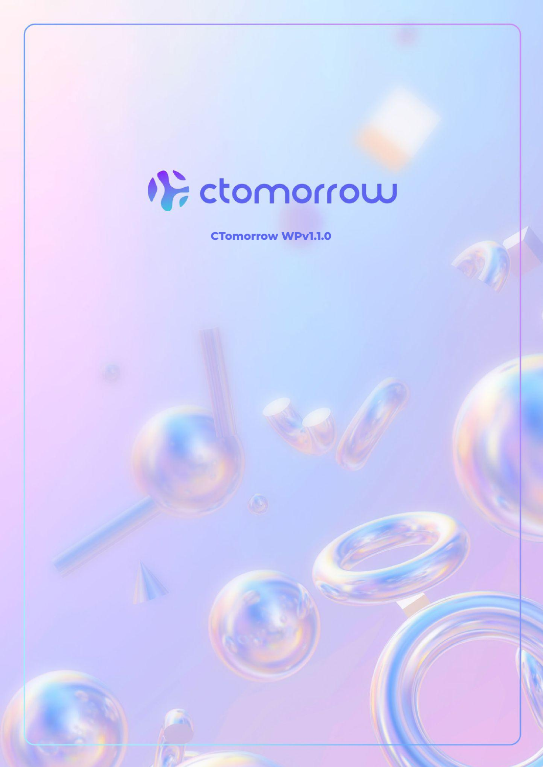# ctomorrow

**CTomorrow WPv1.1.0**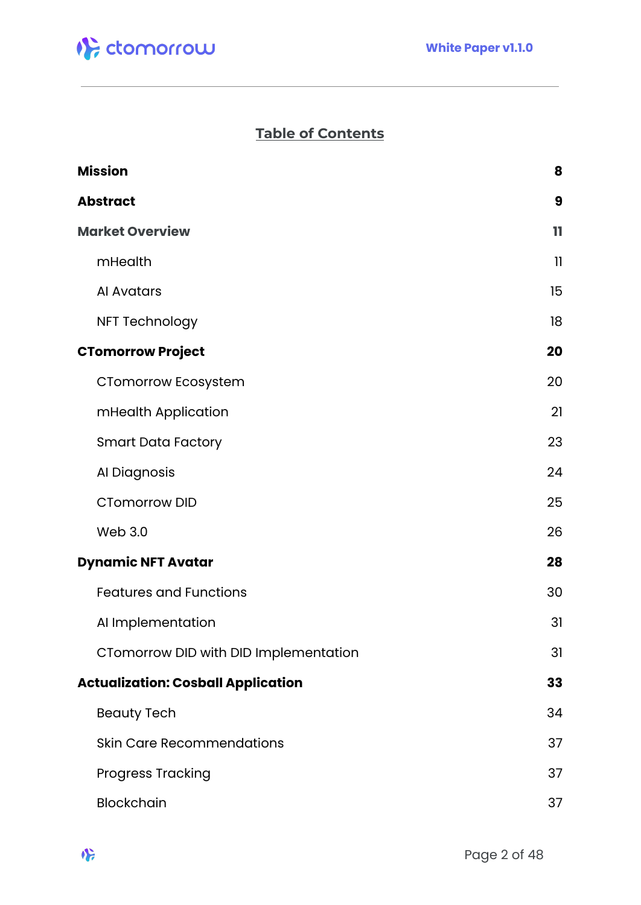## Table of Contents

| | |
|---|---|
| **Mission** | **8** |
| **Abstract** | **9** |
| **Market Overview** | **11** |
| mHealth | 11 |
| AI Avatars | 15 |
| NFT Technology | 18 |
| **CTomorrow Project** | **20** |
| CTomorrow Ecosystem | 20 |
| mHealth Application | 21 |
| Smart Data Factory | 23 |
| AI Diagnosis | 24 |
| CTomorrow DID | 25 |
| Web 3.0 | 26 |
| **Dynamic NFT Avatar** | **28** |
| Features and Functions | 30 |
| AI Implementation | 31 |
| CTomorrow DID with DID Implementation | 31 |
| **Actualization: Cosball Application** | **33** |
| Beauty Tech | 34 |
| Skin Care Recommendations | 37 |
| Progress Tracking | 37 |
| Blockchain | 37 |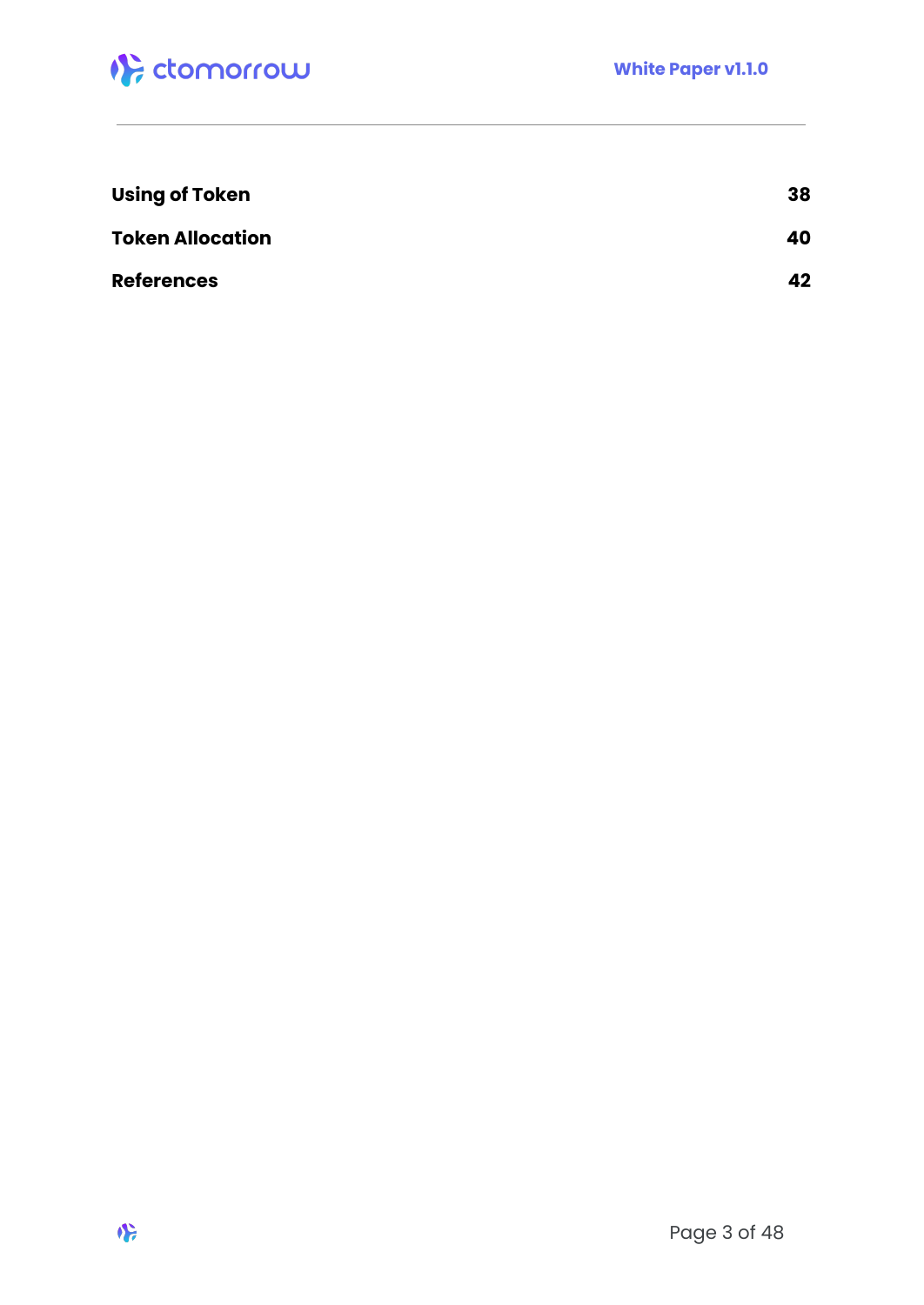| | |
|---|---|
| **Using of Token** | **38** |
| **Token Allocation** | **40** |
| **References** | **42** |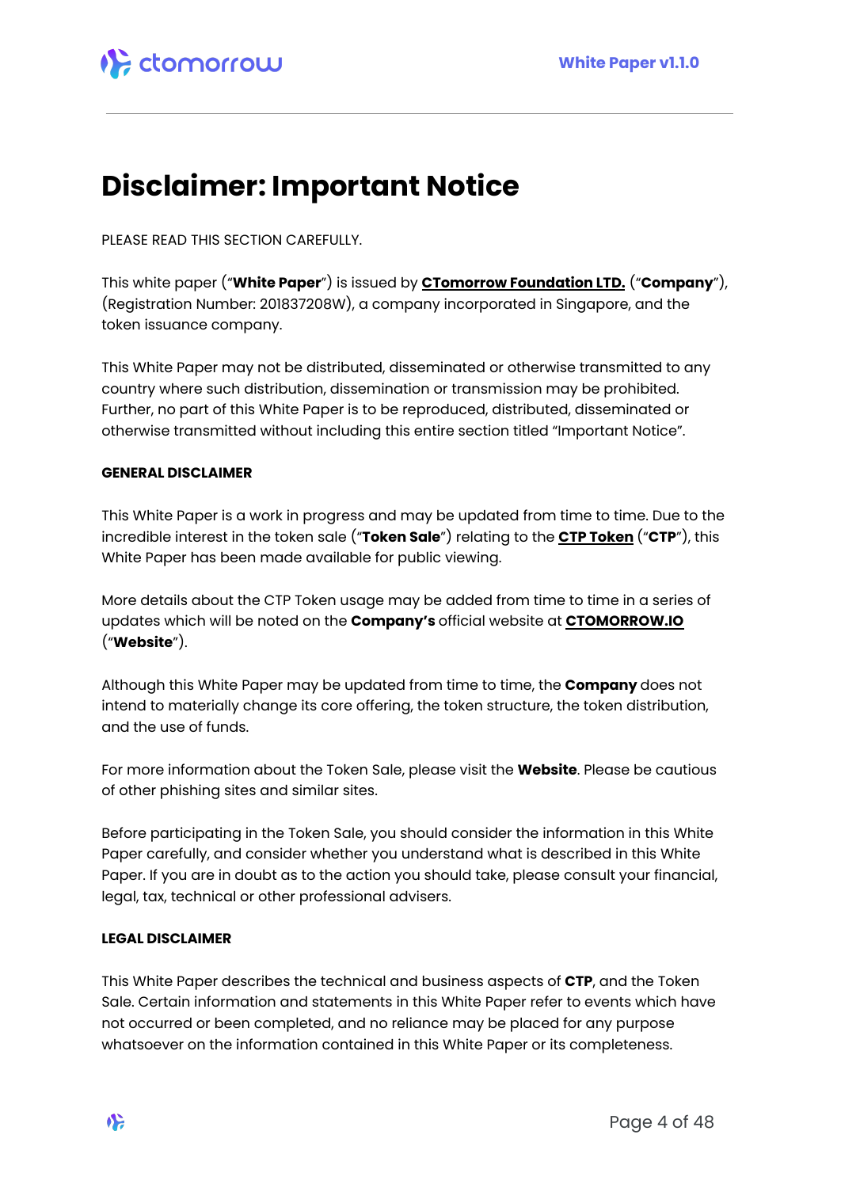# Disclaimer: Important Notice

PLEASE READ THIS SECTION CAREFULLY.

This white paper ("**White Paper**") is issued by **CTomorrow Foundation LTD.** ("**Company**"), (Registration Number: 201837208W), a company incorporated in Singapore, and the token issuance company.

This White Paper may not be distributed, disseminated or otherwise transmitted to any country where such distribution, dissemination or transmission may be prohibited. Further, no part of this White Paper is to be reproduced, distributed, disseminated or otherwise transmitted without including this entire section titled "Important Notice".

**GENERAL DISCLAIMER**

This White Paper is a work in progress and may be updated from time to time. Due to the incredible interest in the token sale ("**Token Sale**") relating to the **CTP Token** ("**CTP**"), this White Paper has been made available for public viewing.

More details about the CTP Token usage may be added from time to time in a series of updates which will be noted on the **Company's** official website at **CTOMORROW.IO** ("**Website**").

Although this White Paper may be updated from time to time, the **Company** does not intend to materially change its core offering, the token structure, the token distribution, and the use of funds.

For more information about the Token Sale, please visit the **Website**. Please be cautious of other phishing sites and similar sites.

Before participating in the Token Sale, you should consider the information in this White Paper carefully, and consider whether you understand what is described in this White Paper. If you are in doubt as to the action you should take, please consult your financial, legal, tax, technical or other professional advisers.

**LEGAL DISCLAIMER**

This White Paper describes the technical and business aspects of **CTP**, and the Token Sale. Certain information and statements in this White Paper refer to events which have not occurred or been completed, and no reliance may be placed for any purpose whatsoever on the information contained in this White Paper or its completeness.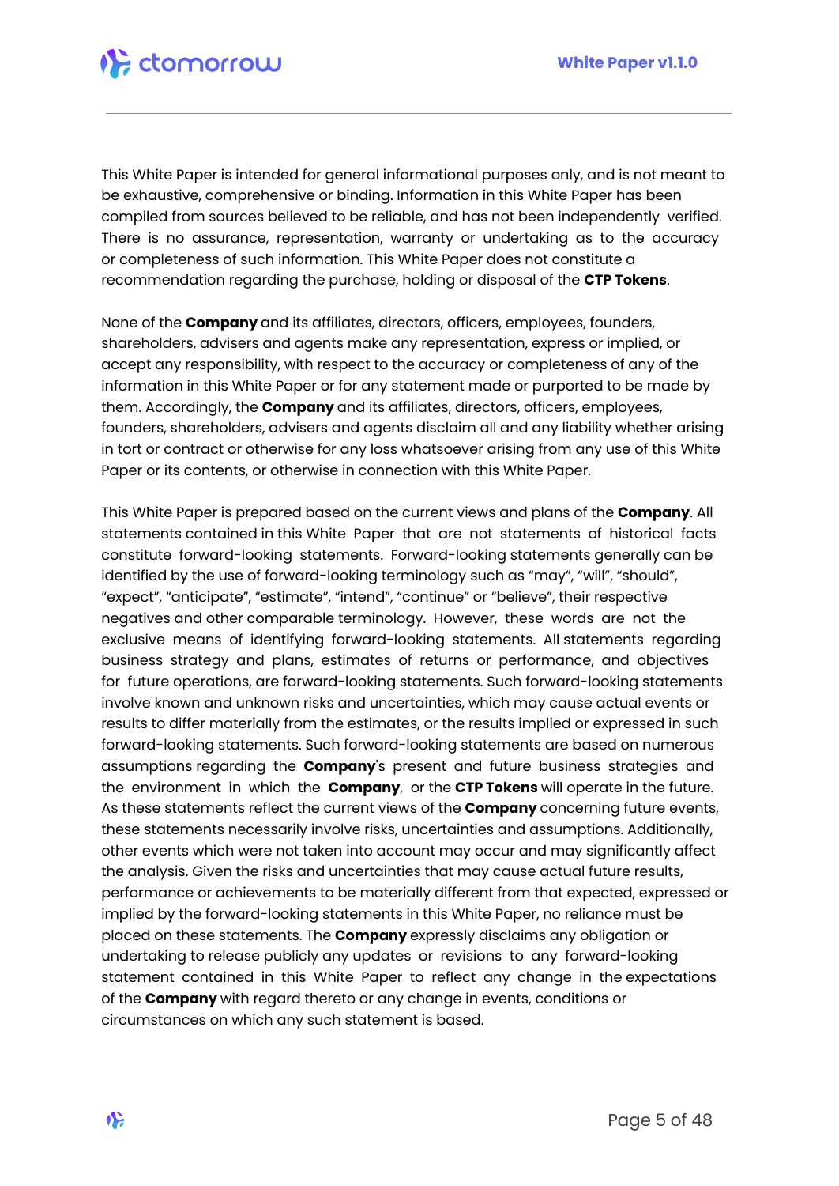This White Paper is intended for general informational purposes only, and is not meant to be exhaustive, comprehensive or binding. Information in this White Paper has been compiled from sources believed to be reliable, and has not been independently verified. There is no assurance, representation, warranty or undertaking as to the accuracy or completeness of such information. This White Paper does not constitute a recommendation regarding the purchase, holding or disposal of the **CTP Tokens**.

None of the **Company** and its affiliates, directors, officers, employees, founders, shareholders, advisers and agents make any representation, express or implied, or accept any responsibility, with respect to the accuracy or completeness of any of the information in this White Paper or for any statement made or purported to be made by them. Accordingly, the **Company** and its affiliates, directors, officers, employees, founders, shareholders, advisers and agents disclaim all and any liability whether arising in tort or contract or otherwise for any loss whatsoever arising from any use of this White Paper or its contents, or otherwise in connection with this White Paper.

This White Paper is prepared based on the current views and plans of the **Company**. All statements contained in this White Paper that are not statements of historical facts constitute forward-looking statements. Forward-looking statements generally can be identified by the use of forward-looking terminology such as "may", "will", "should", "expect", "anticipate", "estimate", "intend", "continue" or "believe", their respective negatives and other comparable terminology. However, these words are not the exclusive means of identifying forward-looking statements. All statements regarding business strategy and plans, estimates of returns or performance, and objectives for future operations, are forward-looking statements. Such forward-looking statements involve known and unknown risks and uncertainties, which may cause actual events or results to differ materially from the estimates, or the results implied or expressed in such forward-looking statements. Such forward-looking statements are based on numerous assumptions regarding the **Company**'s present and future business strategies and the environment in which the **Company**, or the **CTP Tokens** will operate in the future. As these statements reflect the current views of the **Company** concerning future events, these statements necessarily involve risks, uncertainties and assumptions. Additionally, other events which were not taken into account may occur and may significantly affect the analysis. Given the risks and uncertainties that may cause actual future results, performance or achievements to be materially different from that expected, expressed or implied by the forward-looking statements in this White Paper, no reliance must be placed on these statements. The **Company** expressly disclaims any obligation or undertaking to release publicly any updates or revisions to any forward-looking statement contained in this White Paper to reflect any change in the expectations of the **Company** with regard thereto or any change in events, conditions or circumstances on which any such statement is based.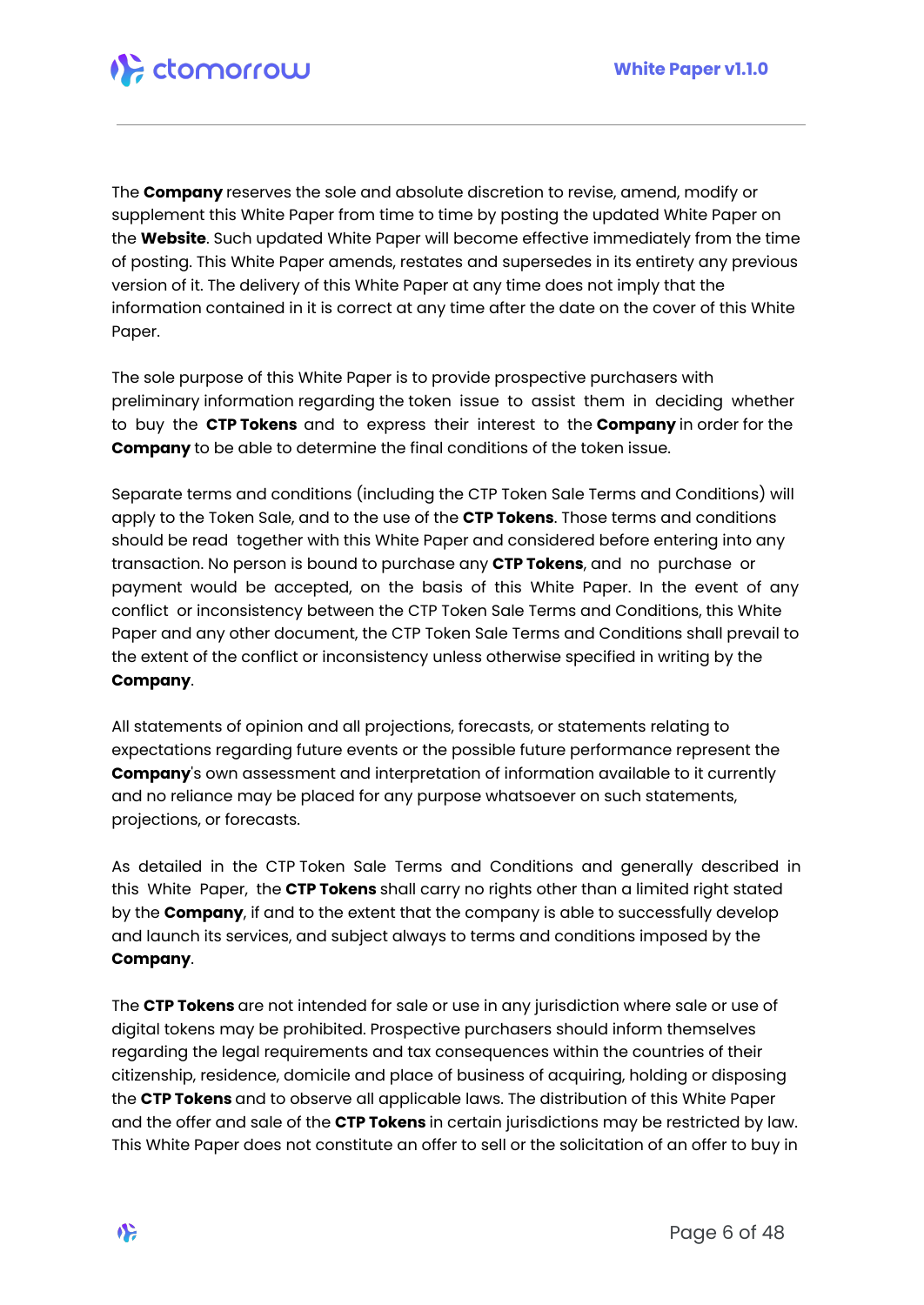The **Company** reserves the sole and absolute discretion to revise, amend, modify or supplement this White Paper from time to time by posting the updated White Paper on the **Website**. Such updated White Paper will become effective immediately from the time of posting. This White Paper amends, restates and supersedes in its entirety any previous version of it. The delivery of this White Paper at any time does not imply that the information contained in it is correct at any time after the date on the cover of this White Paper.

The sole purpose of this White Paper is to provide prospective purchasers with preliminary information regarding the token issue to assist them in deciding whether to buy the **CTP Tokens** and to express their interest to the **Company** in order for the **Company** to be able to determine the final conditions of the token issue.

Separate terms and conditions (including the CTP Token Sale Terms and Conditions) will apply to the Token Sale, and to the use of the **CTP Tokens**. Those terms and conditions should be read together with this White Paper and considered before entering into any transaction. No person is bound to purchase any **CTP Tokens**, and no purchase or payment would be accepted, on the basis of this White Paper. In the event of any conflict or inconsistency between the CTP Token Sale Terms and Conditions, this White Paper and any other document, the CTP Token Sale Terms and Conditions shall prevail to the extent of the conflict or inconsistency unless otherwise specified in writing by the **Company**.

All statements of opinion and all projections, forecasts, or statements relating to expectations regarding future events or the possible future performance represent the **Company**'s own assessment and interpretation of information available to it currently and no reliance may be placed for any purpose whatsoever on such statements, projections, or forecasts.

As detailed in the CTP Token Sale Terms and Conditions and generally described in this White Paper, the **CTP Tokens** shall carry no rights other than a limited right stated by the **Company**, if and to the extent that the company is able to successfully develop and launch its services, and subject always to terms and conditions imposed by the **Company**.

The **CTP Tokens** are not intended for sale or use in any jurisdiction where sale or use of digital tokens may be prohibited. Prospective purchasers should inform themselves regarding the legal requirements and tax consequences within the countries of their citizenship, residence, domicile and place of business of acquiring, holding or disposing the **CTP Tokens** and to observe all applicable laws. The distribution of this White Paper and the offer and sale of the **CTP Tokens** in certain jurisdictions may be restricted by law. This White Paper does not constitute an offer to sell or the solicitation of an offer to buy in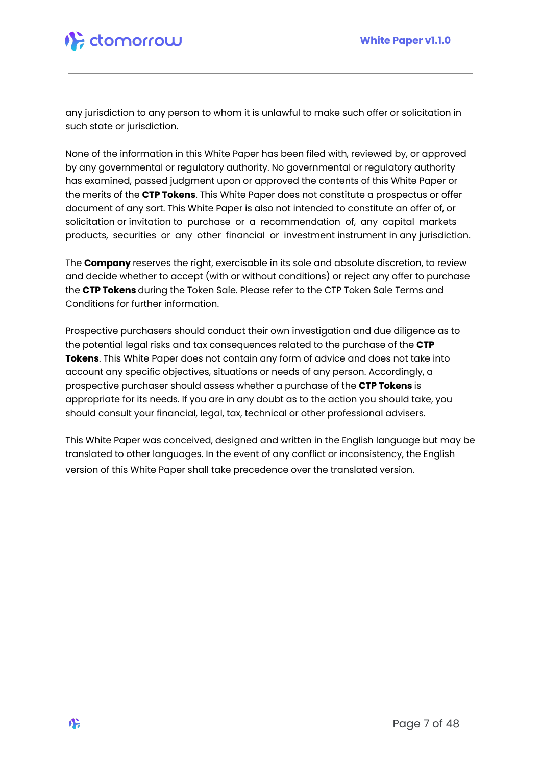any jurisdiction to any person to whom it is unlawful to make such offer or solicitation in such state or jurisdiction.

None of the information in this White Paper has been filed with, reviewed by, or approved by any governmental or regulatory authority. No governmental or regulatory authority has examined, passed judgment upon or approved the contents of this White Paper or the merits of the **CTP Tokens**. This White Paper does not constitute a prospectus or offer document of any sort. This White Paper is also not intended to constitute an offer of, or solicitation or invitation to purchase or a recommendation of, any capital markets products, securities or any other financial or investment instrument in any jurisdiction.

The **Company** reserves the right, exercisable in its sole and absolute discretion, to review and decide whether to accept (with or without conditions) or reject any offer to purchase the **CTP Tokens** during the Token Sale. Please refer to the CTP Token Sale Terms and Conditions for further information.

Prospective purchasers should conduct their own investigation and due diligence as to the potential legal risks and tax consequences related to the purchase of the **CTP Tokens**. This White Paper does not contain any form of advice and does not take into account any specific objectives, situations or needs of any person. Accordingly, a prospective purchaser should assess whether a purchase of the **CTP Tokens** is appropriate for its needs. If you are in any doubt as to the action you should take, you should consult your financial, legal, tax, technical or other professional advisers.

This White Paper was conceived, designed and written in the English language but may be translated to other languages. In the event of any conflict or inconsistency, the English version of this White Paper shall take precedence over the translated version.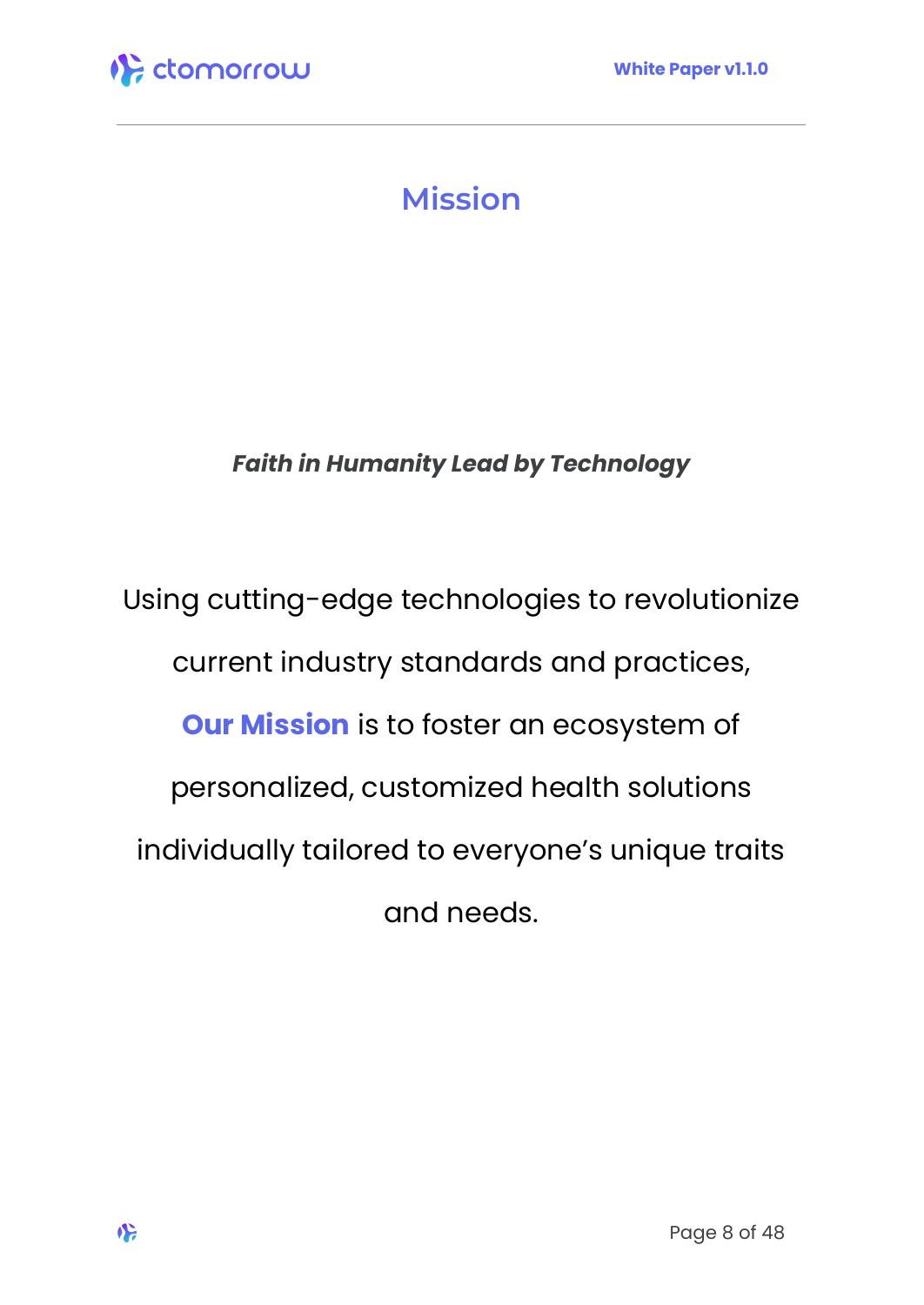# Mission

***Faith in Humanity Lead by Technology***

Using cutting-edge technologies to revolutionize current industry standards and practices, **Our Mission** is to foster an ecosystem of personalized, customized health solutions individually tailored to everyone's unique traits and needs.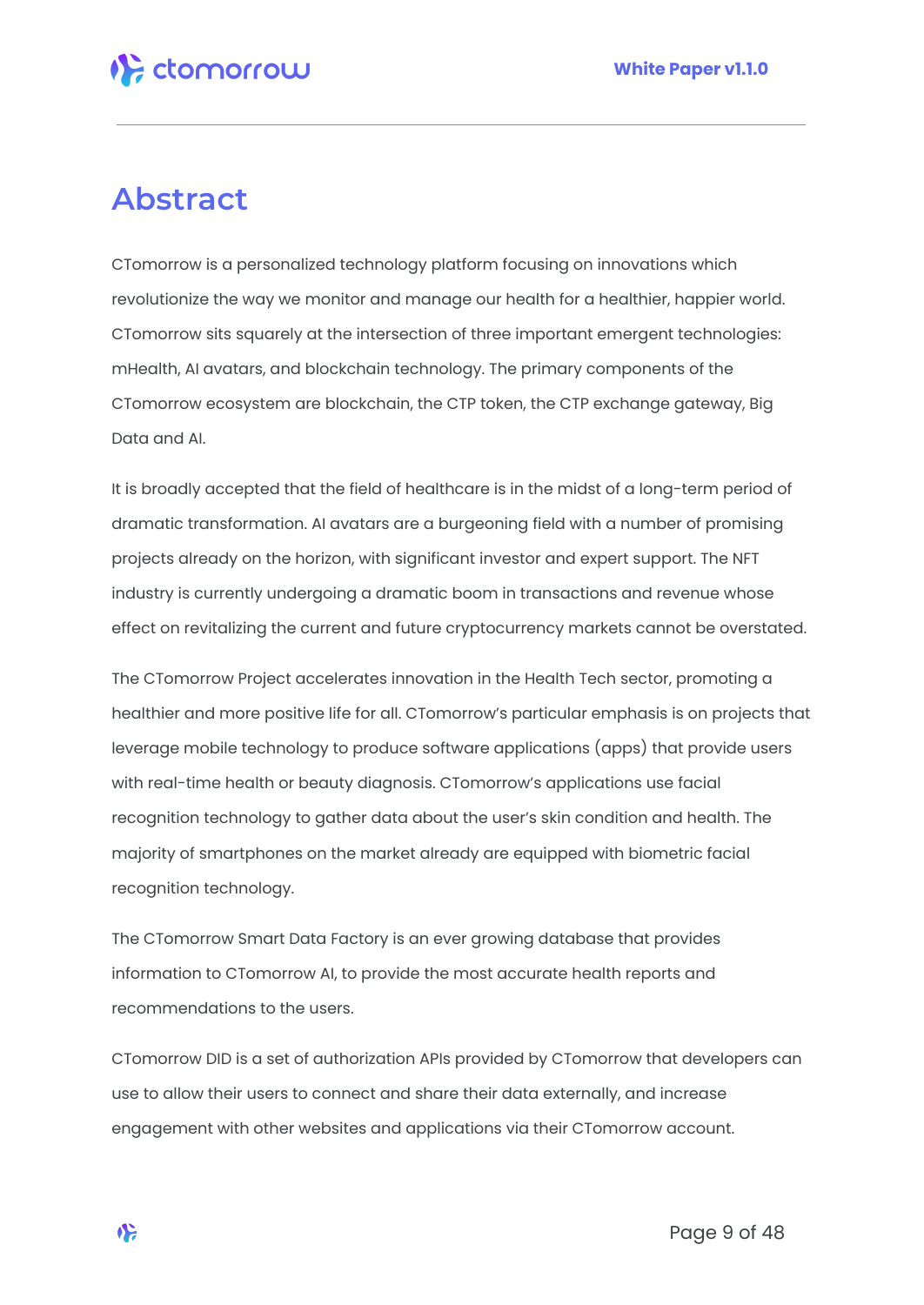# Abstract

CTomorrow is a personalized technology platform focusing on innovations which revolutionize the way we monitor and manage our health for a healthier, happier world. CTomorrow sits squarely at the intersection of three important emergent technologies: mHealth, AI avatars, and blockchain technology. The primary components of the CTomorrow ecosystem are blockchain, the CTP token, the CTP exchange gateway, Big Data and AI.

It is broadly accepted that the field of healthcare is in the midst of a long-term period of dramatic transformation. AI avatars are a burgeoning field with a number of promising projects already on the horizon, with significant investor and expert support. The NFT industry is currently undergoing a dramatic boom in transactions and revenue whose effect on revitalizing the current and future cryptocurrency markets cannot be overstated.

The CTomorrow Project accelerates innovation in the Health Tech sector, promoting a healthier and more positive life for all. CTomorrow's particular emphasis is on projects that leverage mobile technology to produce software applications (apps) that provide users with real-time health or beauty diagnosis. CTomorrow's applications use facial recognition technology to gather data about the user's skin condition and health. The majority of smartphones on the market already are equipped with biometric facial recognition technology.

The CTomorrow Smart Data Factory is an ever growing database that provides information to CTomorrow AI, to provide the most accurate health reports and recommendations to the users.

CTomorrow DID is a set of authorization APIs provided by CTomorrow that developers can use to allow their users to connect and share their data externally, and increase engagement with other websites and applications via their CTomorrow account.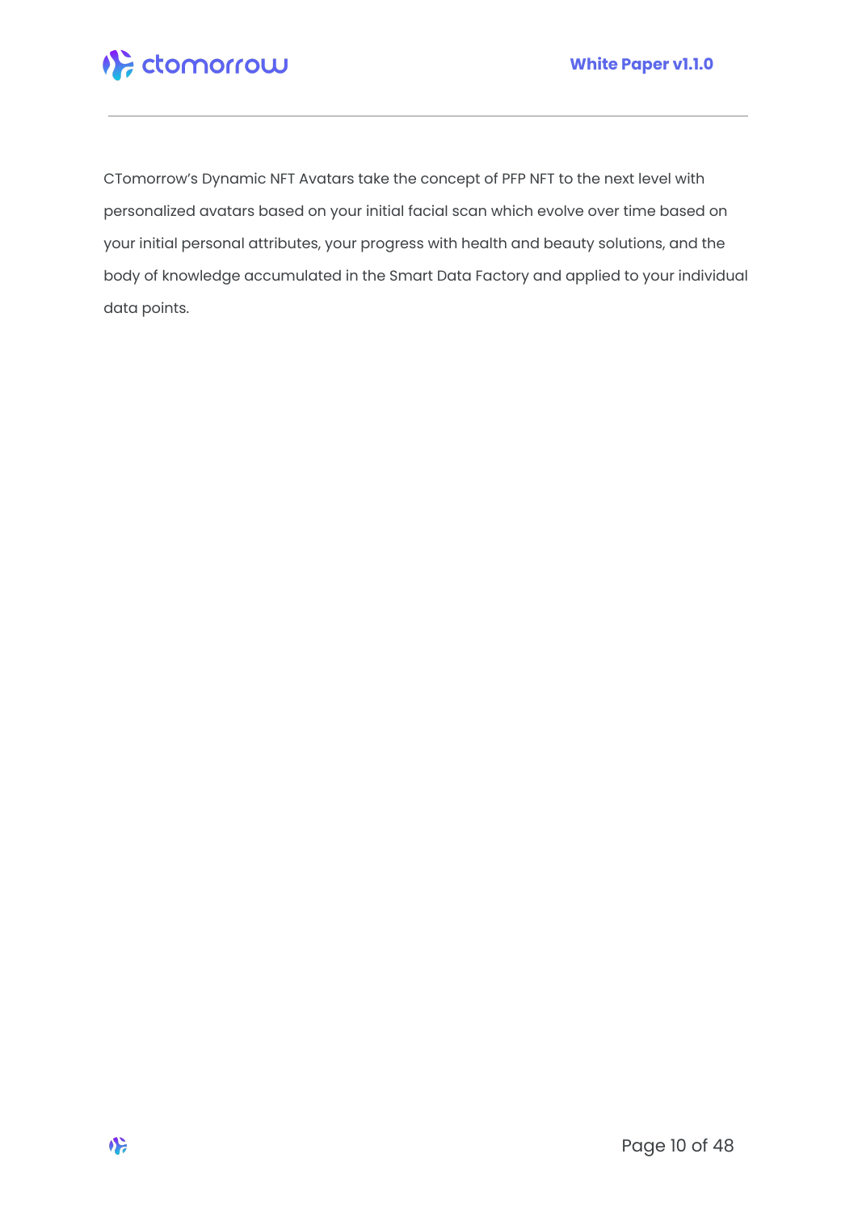CTomorrow's Dynamic NFT Avatars take the concept of PFP NFT to the next level with personalized avatars based on your initial facial scan which evolve over time based on your initial personal attributes, your progress with health and beauty solutions, and the body of knowledge accumulated in the Smart Data Factory and applied to your individual data points.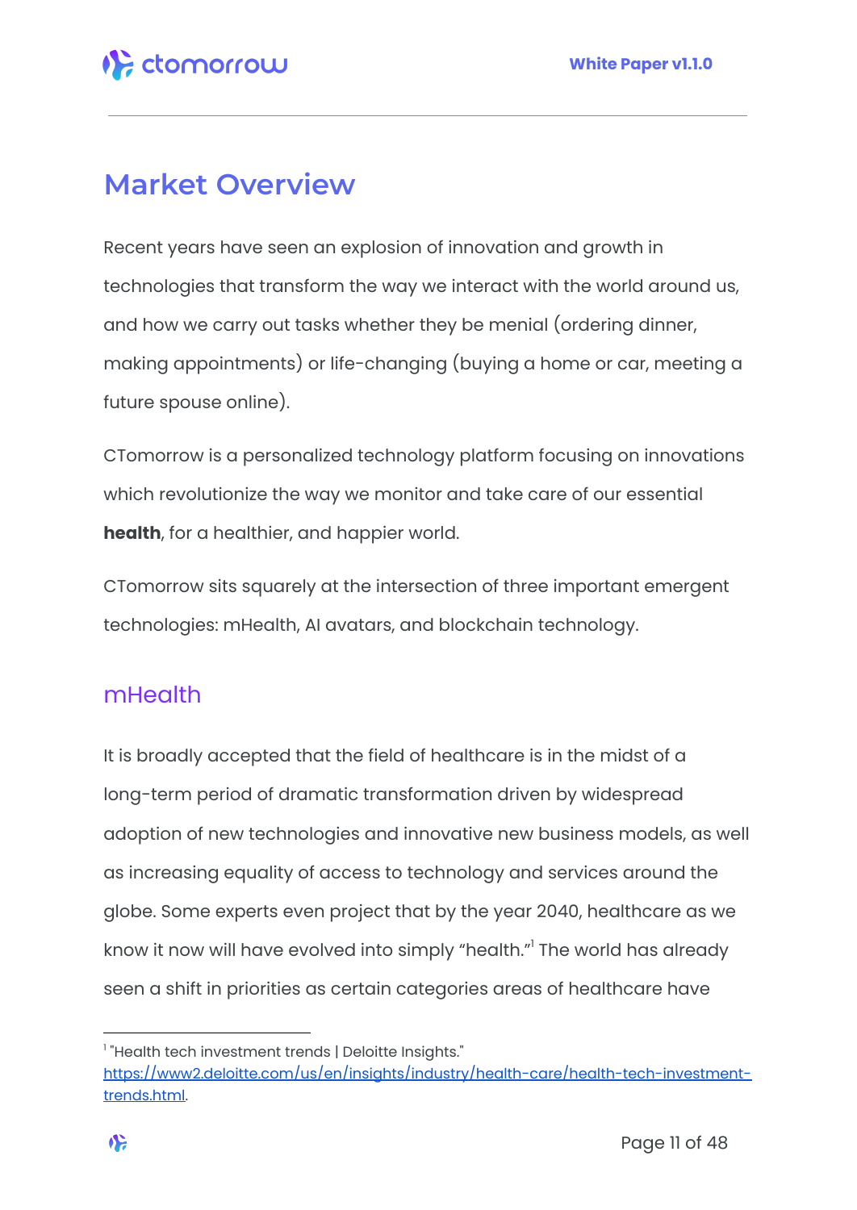# Market Overview

Recent years have seen an explosion of innovation and growth in technologies that transform the way we interact with the world around us, and how we carry out tasks whether they be menial (ordering dinner, making appointments) or life-changing (buying a home or car, meeting a future spouse online).

CTomorrow is a personalized technology platform focusing on innovations which revolutionize the way we monitor and take care of our essential **health**, for a healthier, and happier world.

CTomorrow sits squarely at the intersection of three important emergent technologies: mHealth, AI avatars, and blockchain technology.

## mHealth

It is broadly accepted that the field of healthcare is in the midst of a long-term period of dramatic transformation driven by widespread adoption of new technologies and innovative new business models, as well as increasing equality of access to technology and services around the globe. Some experts even project that by the year 2040, healthcare as we know it now will have evolved into simply "health."[1] The world has already seen a shift in priorities as certain categories areas of healthcare have

---

[1] "Health tech investment trends | Deloitte Insights." https://www2.deloitte.com/us/en/insights/industry/health-care/health-tech-investment-trends.html.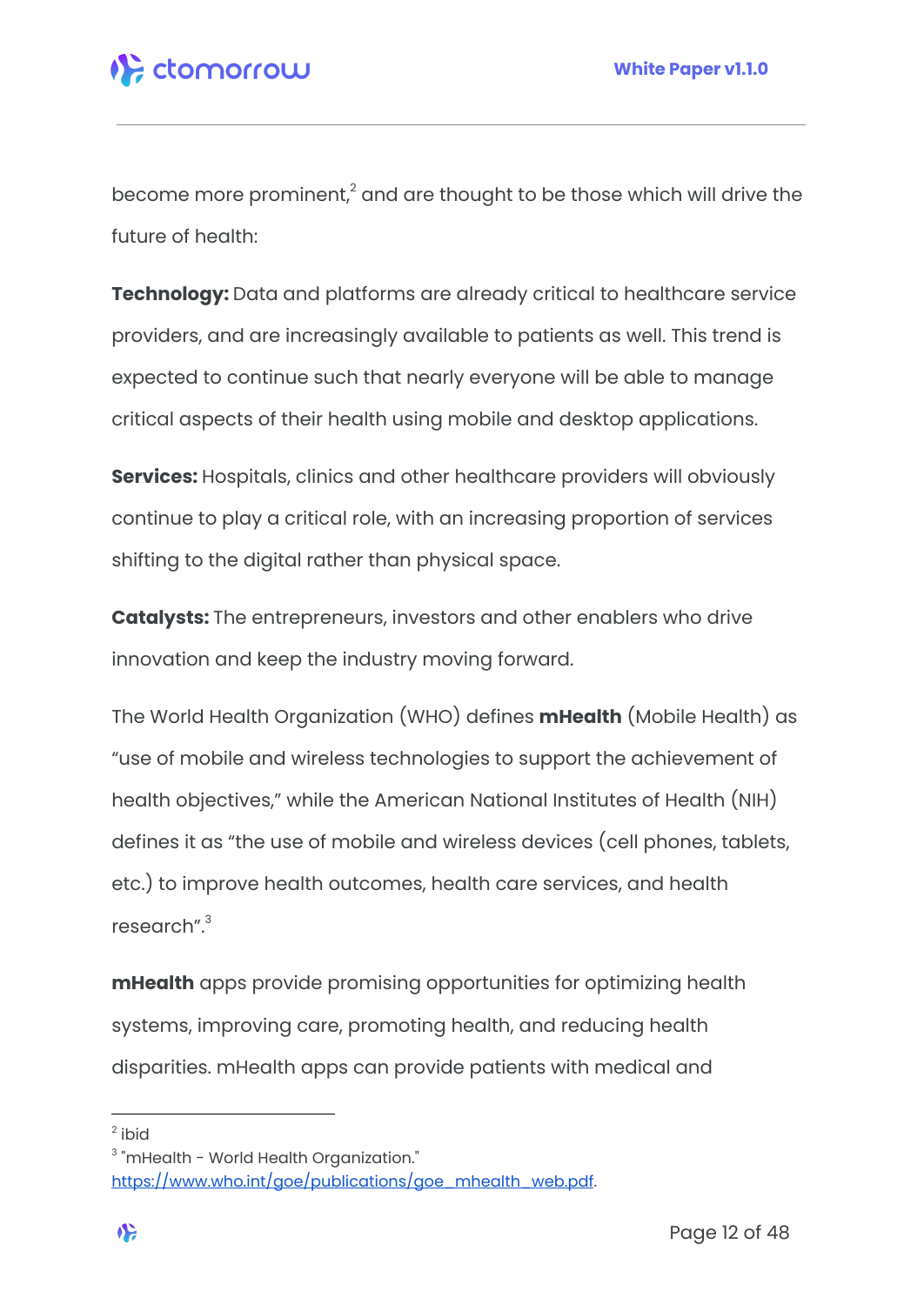become more prominent,[2] and are thought to be those which will drive the future of health:

**Technology:** Data and platforms are already critical to healthcare service providers, and are increasingly available to patients as well. This trend is expected to continue such that nearly everyone will be able to manage critical aspects of their health using mobile and desktop applications.

**Services:** Hospitals, clinics and other healthcare providers will obviously continue to play a critical role, with an increasing proportion of services shifting to the digital rather than physical space.

**Catalysts:** The entrepreneurs, investors and other enablers who drive innovation and keep the industry moving forward.

The World Health Organization (WHO) defines **mHealth** (Mobile Health) as "use of mobile and wireless technologies to support the achievement of health objectives," while the American National Institutes of Health (NIH) defines it as "the use of mobile and wireless devices (cell phones, tablets, etc.) to improve health outcomes, health care services, and health research".[3]

**mHealth** apps provide promising opportunities for optimizing health systems, improving care, promoting health, and reducing health disparities. mHealth apps can provide patients with medical and

---

[2] ibid

[3] "mHealth - World Health Organization." https://www.who.int/goe/publications/goe_mhealth_web.pdf.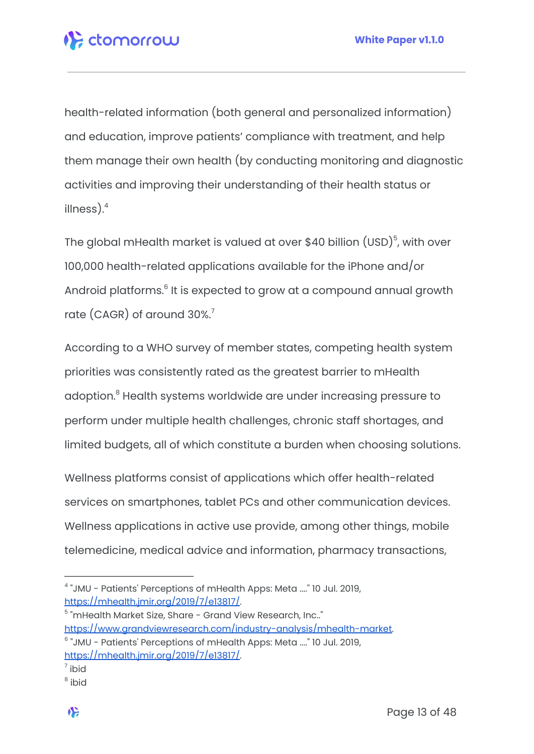health-related information (both general and personalized information) and education, improve patients' compliance with treatment, and help them manage their own health (by conducting monitoring and diagnostic activities and improving their understanding of their health status or illness).[4]

The global mHealth market is valued at over $40 billion (USD)[5], with over 100,000 health-related applications available for the iPhone and/or Android platforms.[6] It is expected to grow at a compound annual growth rate (CAGR) of around 30%.[7]

According to a WHO survey of member states, competing health system priorities was consistently rated as the greatest barrier to mHealth adoption.[8] Health systems worldwide are under increasing pressure to perform under multiple health challenges, chronic staff shortages, and limited budgets, all of which constitute a burden when choosing solutions.

Wellness platforms consist of applications which offer health-related services on smartphones, tablet PCs and other communication devices. Wellness applications in active use provide, among other things, mobile telemedicine, medical advice and information, pharmacy transactions,

---

[4] "JMU - Patients' Perceptions of mHealth Apps: Meta ...." 10 Jul. 2019, https://mhealth.jmir.org/2019/7/e13817/.

[5] "mHealth Market Size, Share - Grand View Research, Inc.." https://www.grandviewresearch.com/industry-analysis/mhealth-market.

[6] "JMU - Patients' Perceptions of mHealth Apps: Meta ...." 10 Jul. 2019, https://mhealth.jmir.org/2019/7/e13817/.

[7] ibid

[8] ibid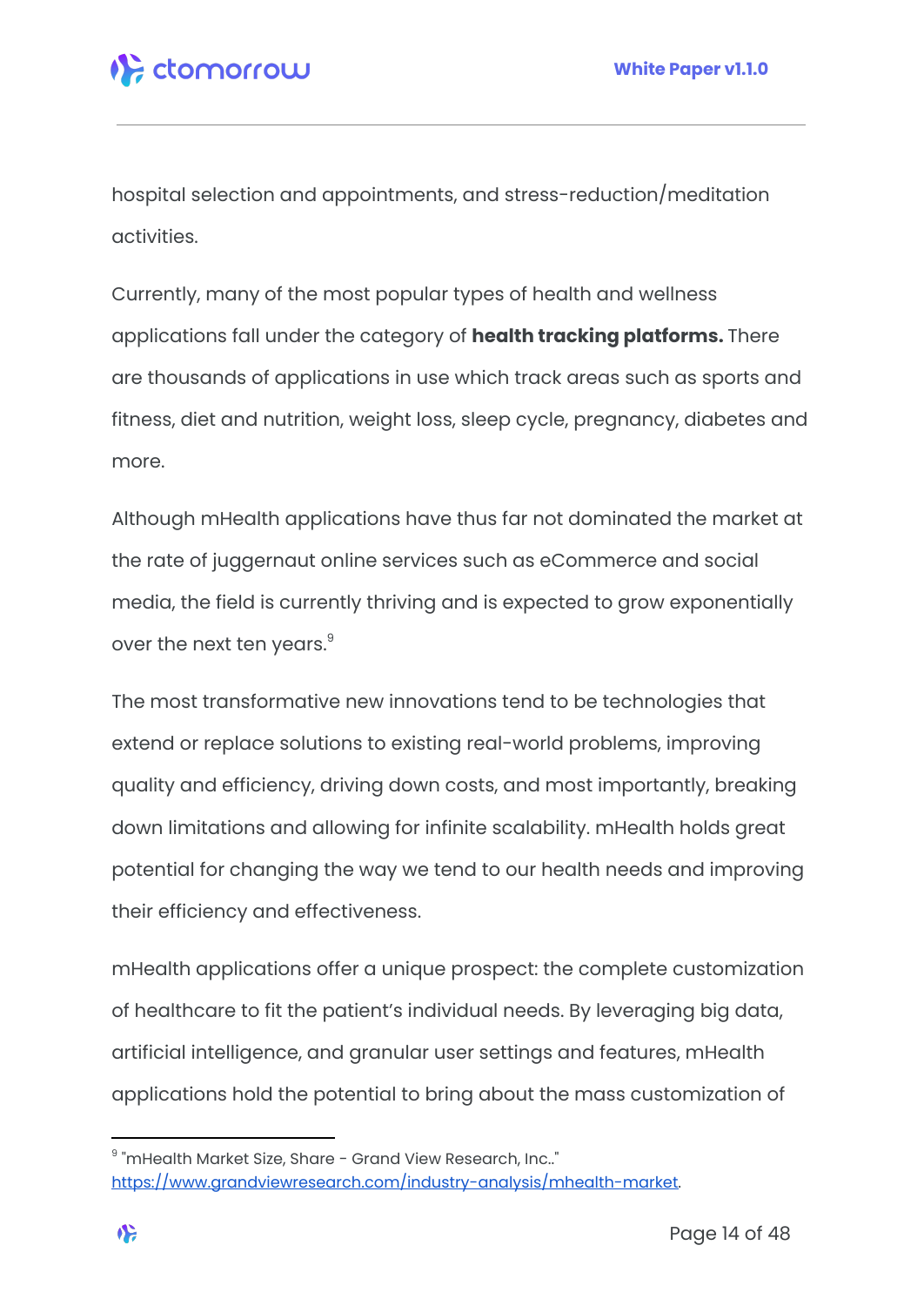hospital selection and appointments, and stress-reduction/meditation activities.

Currently, many of the most popular types of health and wellness applications fall under the category of **health tracking platforms.** There are thousands of applications in use which track areas such as sports and fitness, diet and nutrition, weight loss, sleep cycle, pregnancy, diabetes and more.

Although mHealth applications have thus far not dominated the market at the rate of juggernaut online services such as eCommerce and social media, the field is currently thriving and is expected to grow exponentially over the next ten years.[9]

The most transformative new innovations tend to be technologies that extend or replace solutions to existing real-world problems, improving quality and efficiency, driving down costs, and most importantly, breaking down limitations and allowing for infinite scalability. mHealth holds great potential for changing the way we tend to our health needs and improving their efficiency and effectiveness.

mHealth applications offer a unique prospect: the complete customization of healthcare to fit the patient's individual needs. By leveraging big data, artificial intelligence, and granular user settings and features, mHealth applications hold the potential to bring about the mass customization of

---

[9] "mHealth Market Size, Share - Grand View Research, Inc.." https://www.grandviewresearch.com/industry-analysis/mhealth-market.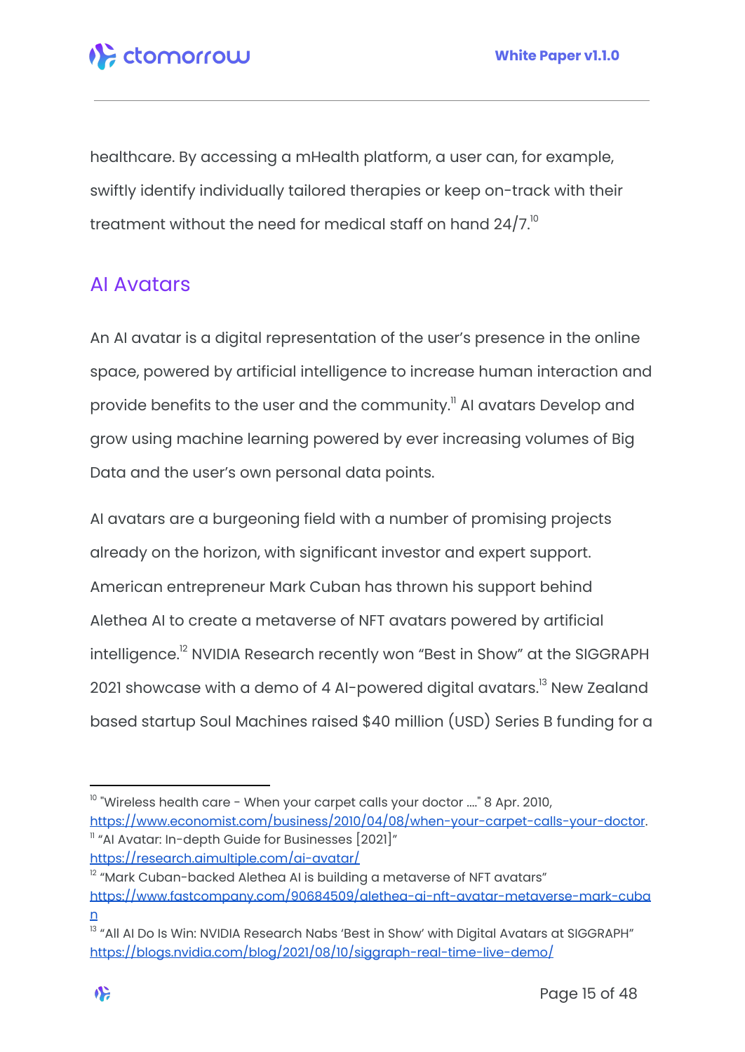healthcare. By accessing a mHealth platform, a user can, for example, swiftly identify individually tailored therapies or keep on-track with their treatment without the need for medical staff on hand 24/7.[10]

## AI Avatars

An AI avatar is a digital representation of the user's presence in the online space, powered by artificial intelligence to increase human interaction and provide benefits to the user and the community.[11] AI avatars Develop and grow using machine learning powered by ever increasing volumes of Big Data and the user's own personal data points.

AI avatars are a burgeoning field with a number of promising projects already on the horizon, with significant investor and expert support. American entrepreneur Mark Cuban has thrown his support behind Alethea AI to create a metaverse of NFT avatars powered by artificial intelligence.[12] NVIDIA Research recently won "Best in Show" at the SIGGRAPH 2021 showcase with a demo of 4 AI-powered digital avatars.[13] New Zealand based startup Soul Machines raised $40 million (USD) Series B funding for a

---

[10] "Wireless health care - When your carpet calls your doctor ...." 8 Apr. 2010, https://www.economist.com/business/2010/04/08/when-your-carpet-calls-your-doctor.

[11] "AI Avatar: In-depth Guide for Businesses [2021]" https://research.aimultiple.com/ai-avatar/

[12] "Mark Cuban-backed Alethea AI is building a metaverse of NFT avatars" https://www.fastcompany.com/90684509/alethea-ai-nft-avatar-metaverse-mark-cuban

[13] "All AI Do Is Win: NVIDIA Research Nabs 'Best in Show' with Digital Avatars at SIGGRAPH" https://blogs.nvidia.com/blog/2021/08/10/siggraph-real-time-live-demo/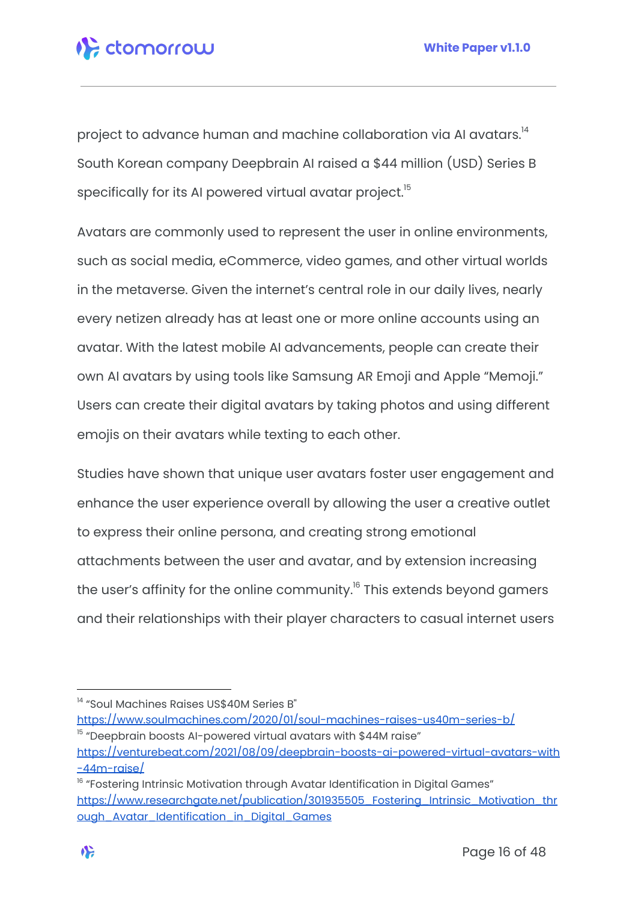project to advance human and machine collaboration via AI avatars.[14] South Korean company Deepbrain AI raised a $44 million (USD) Series B specifically for its AI powered virtual avatar project.[15]

Avatars are commonly used to represent the user in online environments, such as social media, eCommerce, video games, and other virtual worlds in the metaverse. Given the internet's central role in our daily lives, nearly every netizen already has at least one or more online accounts using an avatar. With the latest mobile AI advancements, people can create their own AI avatars by using tools like Samsung AR Emoji and Apple "Memoji." Users can create their digital avatars by taking photos and using different emojis on their avatars while texting to each other.

Studies have shown that unique user avatars foster user engagement and enhance the user experience overall by allowing the user a creative outlet to express their online persona, and creating strong emotional attachments between the user and avatar, and by extension increasing the user's affinity for the online community.[16] This extends beyond gamers and their relationships with their player characters to casual internet users

---

[14] "Soul Machines Raises US$40M Series B" https://www.soulmachines.com/2020/01/soul-machines-raises-us40m-series-b/

[15] "Deepbrain boosts AI-powered virtual avatars with $44M raise" https://venturebeat.com/2021/08/09/deepbrain-boosts-ai-powered-virtual-avatars-with-44m-raise/

[16] "Fostering Intrinsic Motivation through Avatar Identification in Digital Games" https://www.researchgate.net/publication/301935505_Fostering_Intrinsic_Motivation_through_Avatar_Identification_in_Digital_Games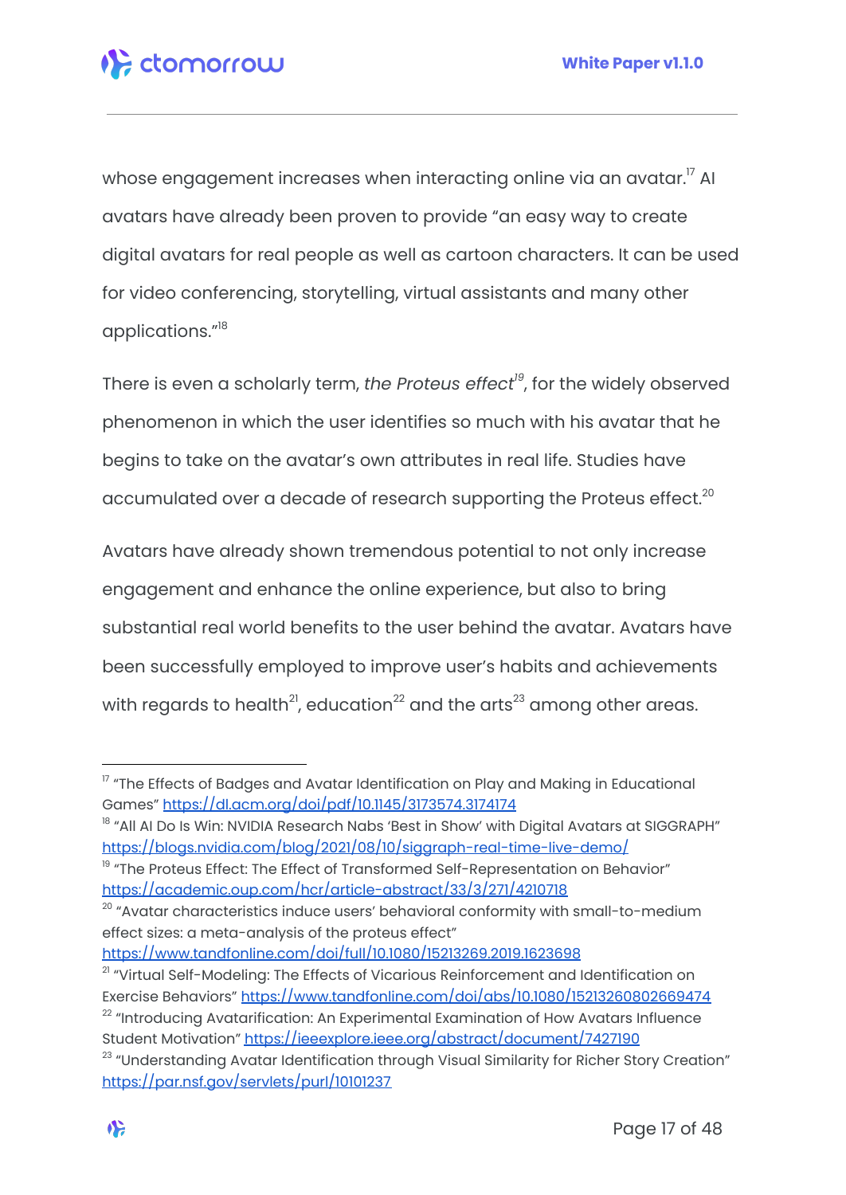whose engagement increases when interacting online via an avatar.[17] AI avatars have already been proven to provide "an easy way to create digital avatars for real people as well as cartoon characters. It can be used for video conferencing, storytelling, virtual assistants and many other applications."[18]

There is even a scholarly term, *the Proteus effect*[19], for the widely observed phenomenon in which the user identifies so much with his avatar that he begins to take on the avatar's own attributes in real life. Studies have accumulated over a decade of research supporting the Proteus effect.[20]

Avatars have already shown tremendous potential to not only increase engagement and enhance the online experience, but also to bring substantial real world benefits to the user behind the avatar. Avatars have been successfully employed to improve user's habits and achievements with regards to health[21], education[22] and the arts[23] among other areas.

---

[17] "The Effects of Badges and Avatar Identification on Play and Making in Educational Games" https://dl.acm.org/doi/pdf/10.1145/3173574.3174174

[18] "All AI Do Is Win: NVIDIA Research Nabs 'Best in Show' with Digital Avatars at SIGGRAPH" https://blogs.nvidia.com/blog/2021/08/10/siggraph-real-time-live-demo/

[19] "The Proteus Effect: The Effect of Transformed Self-Representation on Behavior" https://academic.oup.com/hcr/article-abstract/33/3/271/4210718

[20] "Avatar characteristics induce users' behavioral conformity with small-to-medium effect sizes: a meta-analysis of the proteus effect" https://www.tandfonline.com/doi/full/10.1080/15213269.2019.1623698

[21] "Virtual Self-Modeling: The Effects of Vicarious Reinforcement and Identification on Exercise Behaviors" https://www.tandfonline.com/doi/abs/10.1080/15213260802669474

[22] "Introducing Avatarification: An Experimental Examination of How Avatars Influence Student Motivation" https://ieeexplore.ieee.org/abstract/document/7427190

[23] "Understanding Avatar Identification through Visual Similarity for Richer Story Creation" https://par.nsf.gov/servlets/purl/10101237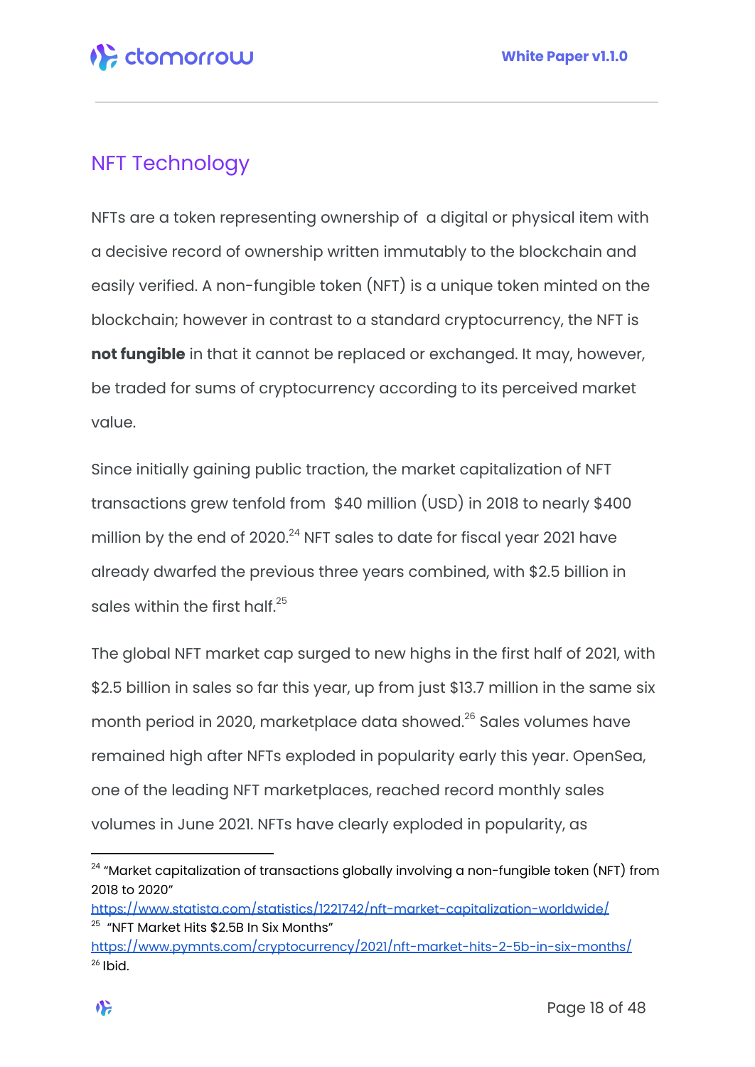## NFT Technology

NFTs are a token representing ownership of a digital or physical item with a decisive record of ownership written immutably to the blockchain and easily verified. A non-fungible token (NFT) is a unique token minted on the blockchain; however in contrast to a standard cryptocurrency, the NFT is **not fungible** in that it cannot be replaced or exchanged. It may, however, be traded for sums of cryptocurrency according to its perceived market value.

Since initially gaining public traction, the market capitalization of NFT transactions grew tenfold from $40 million (USD) in 2018 to nearly $400 million by the end of 2020.[24] NFT sales to date for fiscal year 2021 have already dwarfed the previous three years combined, with $2.5 billion in sales within the first half.[25]

The global NFT market cap surged to new highs in the first half of 2021, with $2.5 billion in sales so far this year, up from just $13.7 million in the same six month period in 2020, marketplace data showed.[26] Sales volumes have remained high after NFTs exploded in popularity early this year. OpenSea, one of the leading NFT marketplaces, reached record monthly sales volumes in June 2021. NFTs have clearly exploded in popularity, as

---

[24] "Market capitalization of transactions globally involving a non-fungible token (NFT) from 2018 to 2020" https://www.statista.com/statistics/1221742/nft-market-capitalization-worldwide/

[25] "NFT Market Hits $2.5B In Six Months" https://www.pymnts.com/cryptocurrency/2021/nft-market-hits-2-5b-in-six-months/

[26] Ibid.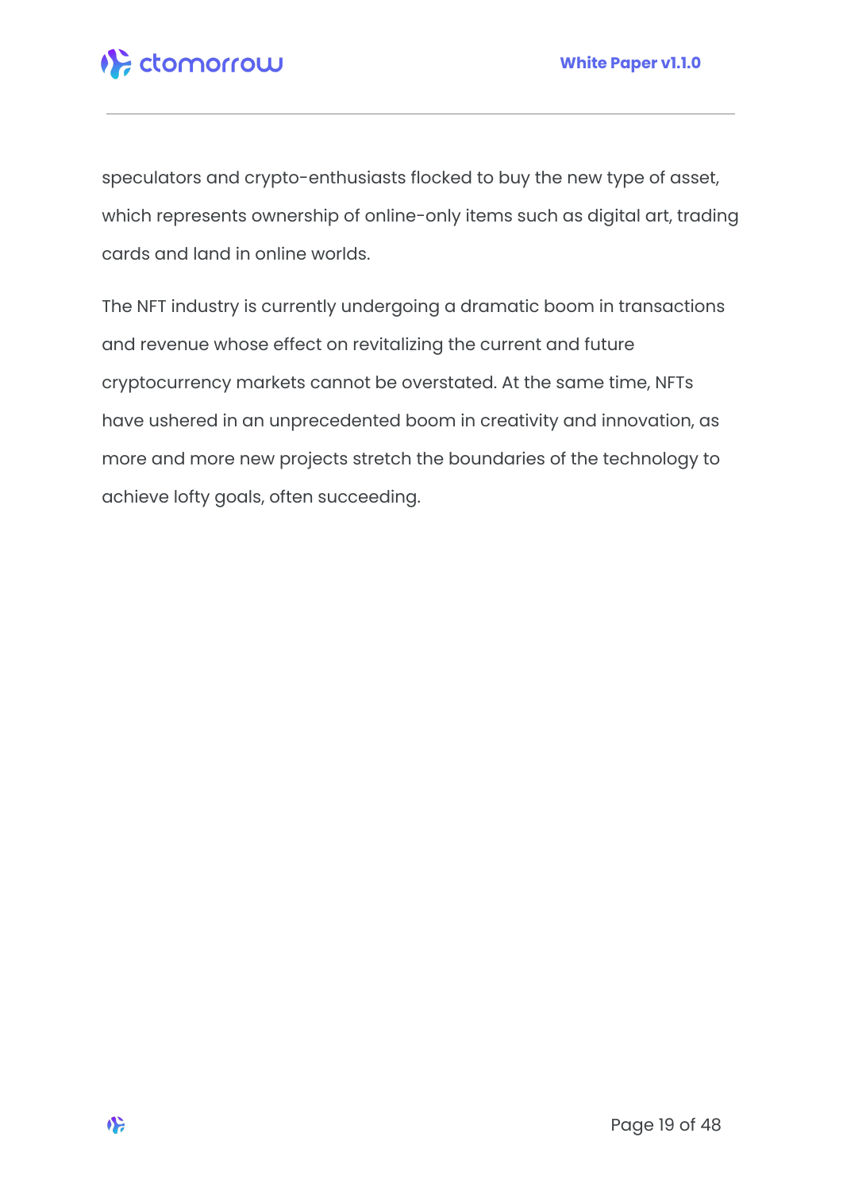speculators and crypto-enthusiasts flocked to buy the new type of asset, which represents ownership of online-only items such as digital art, trading cards and land in online worlds.

The NFT industry is currently undergoing a dramatic boom in transactions and revenue whose effect on revitalizing the current and future cryptocurrency markets cannot be overstated. At the same time, NFTs have ushered in an unprecedented boom in creativity and innovation, as more and more new projects stretch the boundaries of the technology to achieve lofty goals, often succeeding.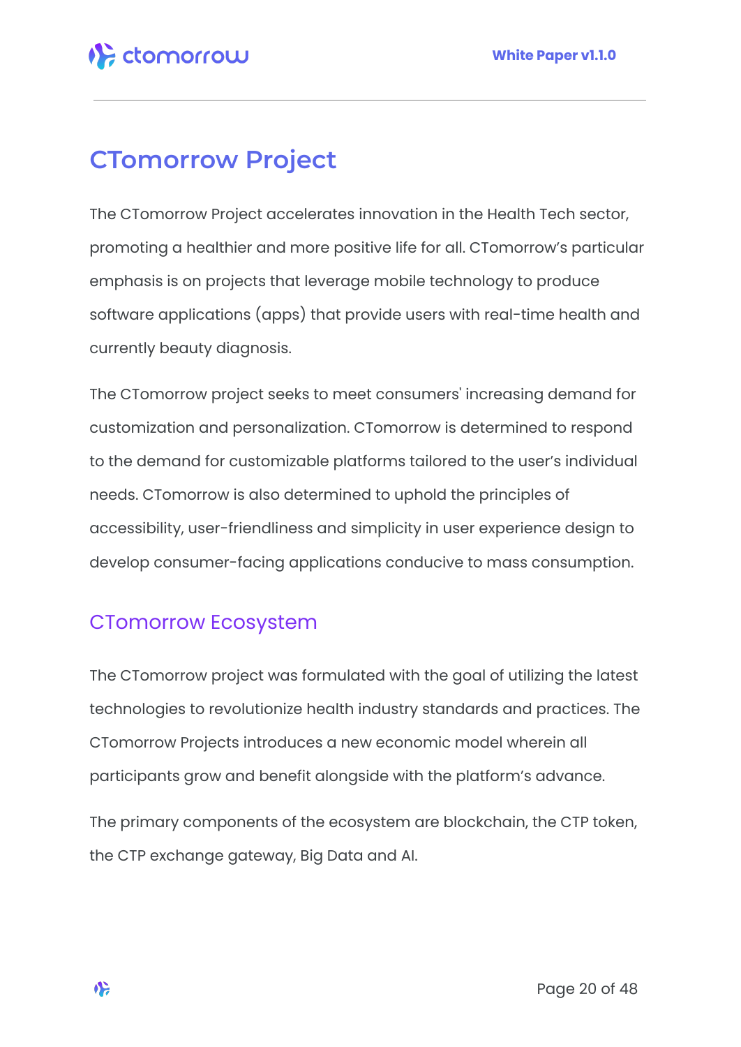# CTomorrow Project

The CTomorrow Project accelerates innovation in the Health Tech sector, promoting a healthier and more positive life for all. CTomorrow's particular emphasis is on projects that leverage mobile technology to produce software applications (apps) that provide users with real-time health and currently beauty diagnosis.

The CTomorrow project seeks to meet consumers' increasing demand for customization and personalization. CTomorrow is determined to respond to the demand for customizable platforms tailored to the user's individual needs. CTomorrow is also determined to uphold the principles of accessibility, user-friendliness and simplicity in user experience design to develop consumer-facing applications conducive to mass consumption.

## CTomorrow Ecosystem

The CTomorrow project was formulated with the goal of utilizing the latest technologies to revolutionize health industry standards and practices. The CTomorrow Projects introduces a new economic model wherein all participants grow and benefit alongside with the platform's advance.

The primary components of the ecosystem are blockchain, the CTP token, the CTP exchange gateway, Big Data and AI.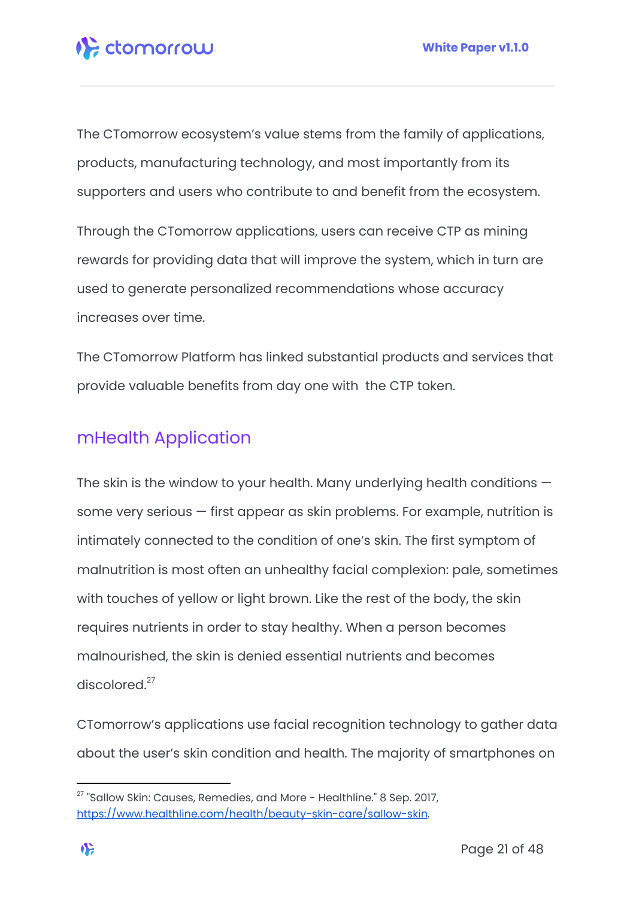The CTomorrow ecosystem's value stems from the family of applications, products, manufacturing technology, and most importantly from its supporters and users who contribute to and benefit from the ecosystem.

Through the CTomorrow applications, users can receive CTP as mining rewards for providing data that will improve the system, which in turn are used to generate personalized recommendations whose accuracy increases over time.

The CTomorrow Platform has linked substantial products and services that provide valuable benefits from day one with the CTP token.

## mHealth Application

The skin is the window to your health. Many underlying health conditions — some very serious — first appear as skin problems. For example, nutrition is intimately connected to the condition of one's skin. The first symptom of malnutrition is most often an unhealthy facial complexion: pale, sometimes with touches of yellow or light brown. Like the rest of the body, the skin requires nutrients in order to stay healthy. When a person becomes malnourished, the skin is denied essential nutrients and becomes discolored.[27]

CTomorrow's applications use facial recognition technology to gather data about the user's skin condition and health. The majority of smartphones on

---

[27] "Sallow Skin: Causes, Remedies, and More - Healthline." 8 Sep. 2017, https://www.healthline.com/health/beauty-skin-care/sallow-skin.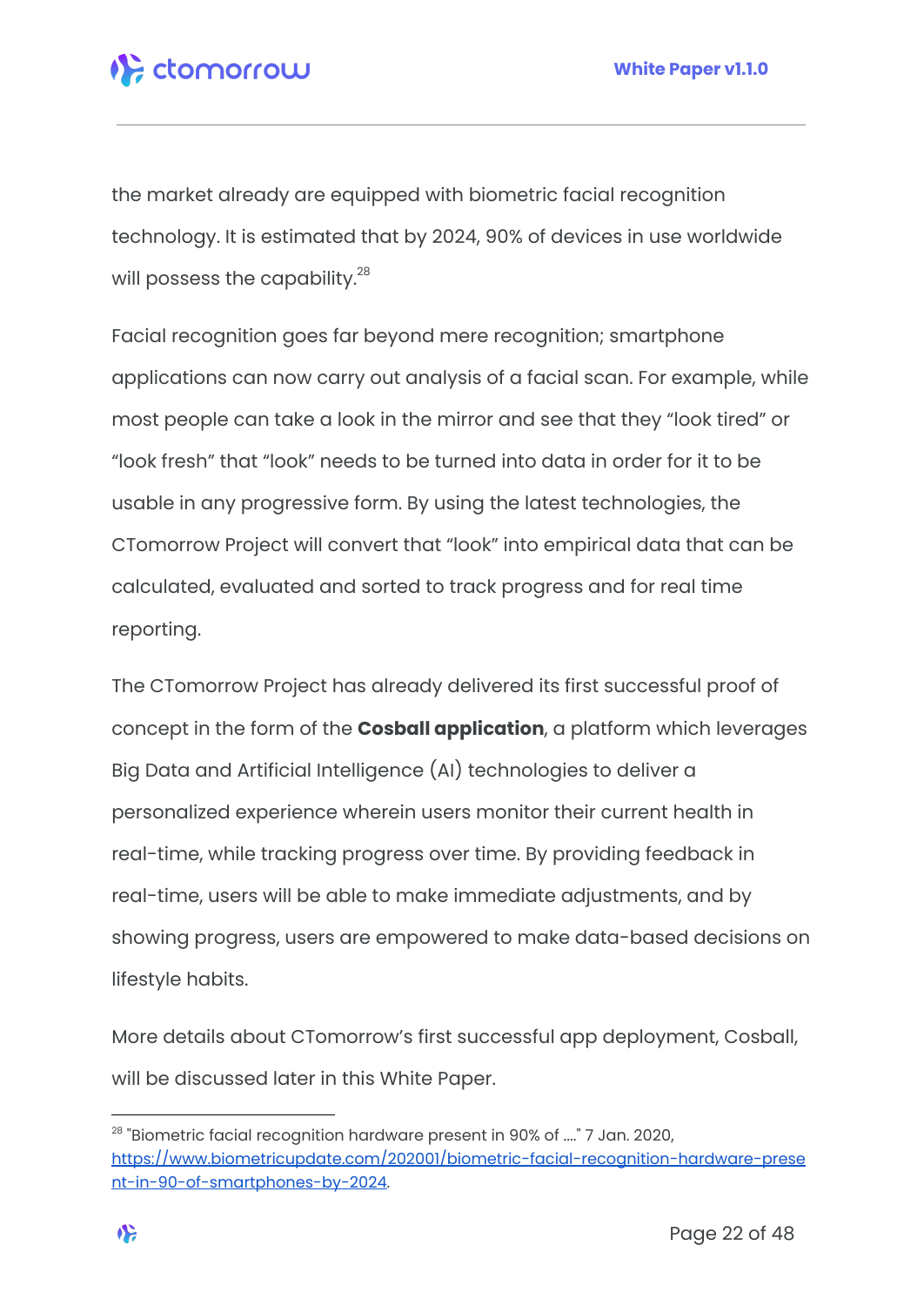the market already are equipped with biometric facial recognition technology. It is estimated that by 2024, 90% of devices in use worldwide will possess the capability.[28]

Facial recognition goes far beyond mere recognition; smartphone applications can now carry out analysis of a facial scan. For example, while most people can take a look in the mirror and see that they “look tired” or “look fresh” that “look” needs to be turned into data in order for it to be usable in any progressive form. By using the latest technologies, the CTomorrow Project will convert that “look” into empirical data that can be calculated, evaluated and sorted to track progress and for real time reporting.

The CTomorrow Project has already delivered its first successful proof of concept in the form of the **Cosball application**, a platform which leverages Big Data and Artificial Intelligence (AI) technologies to deliver a personalized experience wherein users monitor their current health in real-time, while tracking progress over time. By providing feedback in real-time, users will be able to make immediate adjustments, and by showing progress, users are empowered to make data-based decisions on lifestyle habits.

More details about CTomorrow’s first successful app deployment, Cosball, will be discussed later in this White Paper.

---

[28] "Biometric facial recognition hardware present in 90% of ...." 7 Jan. 2020, https://www.biometricupdate.com/202001/biometric-facial-recognition-hardware-present-in-90-of-smartphones-by-2024.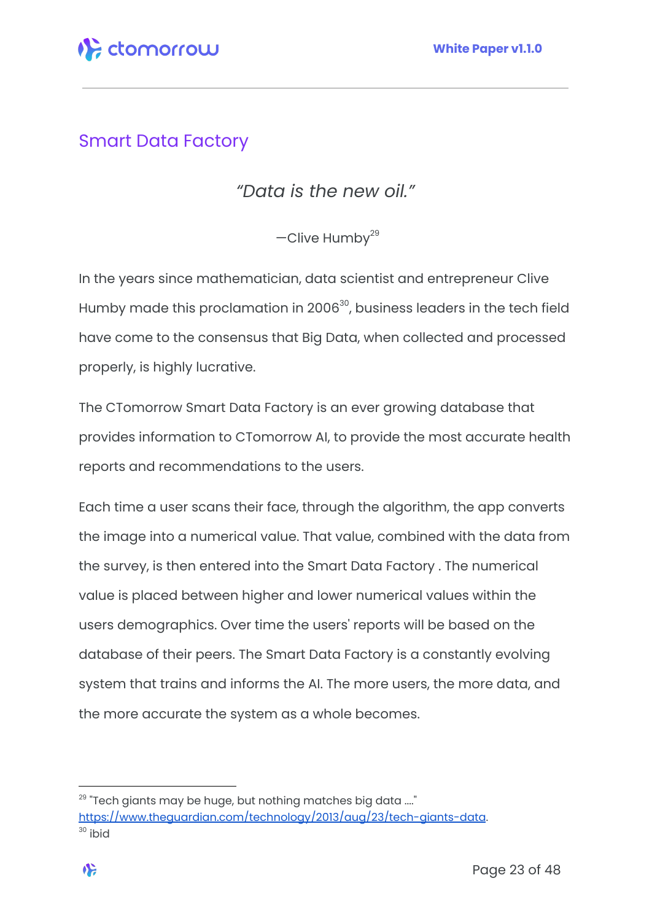## Smart Data Factory

*"Data is the new oil."*

—Clive Humby[29]

In the years since mathematician, data scientist and entrepreneur Clive Humby made this proclamation in 2006[30], business leaders in the tech field have come to the consensus that Big Data, when collected and processed properly, is highly lucrative.

The CTomorrow Smart Data Factory is an ever growing database that provides information to CTomorrow AI, to provide the most accurate health reports and recommendations to the users.

Each time a user scans their face, through the algorithm, the app converts the image into a numerical value. That value, combined with the data from the survey, is then entered into the Smart Data Factory . The numerical value is placed between higher and lower numerical values within the users demographics. Over time the users' reports will be based on the database of their peers. The Smart Data Factory is a constantly evolving system that trains and informs the AI. The more users, the more data, and the more accurate the system as a whole becomes.

---

[29] "Tech giants may be huge, but nothing matches big data ...." https://www.theguardian.com/technology/2013/aug/23/tech-giants-data.

[30] ibid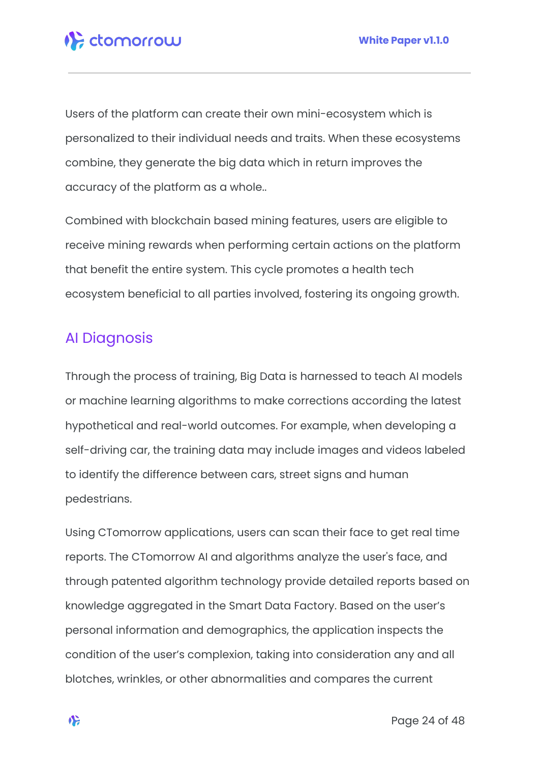Users of the platform can create their own mini-ecosystem which is personalized to their individual needs and traits. When these ecosystems combine, they generate the big data which in return improves the accuracy of the platform as a whole..

Combined with blockchain based mining features, users are eligible to receive mining rewards when performing certain actions on the platform that benefit the entire system. This cycle promotes a health tech ecosystem beneficial to all parties involved, fostering its ongoing growth.

## AI Diagnosis

Through the process of training, Big Data is harnessed to teach AI models or machine learning algorithms to make corrections according the latest hypothetical and real-world outcomes. For example, when developing a self-driving car, the training data may include images and videos labeled to identify the difference between cars, street signs and human pedestrians.

Using CTomorrow applications, users can scan their face to get real time reports. The CTomorrow AI and algorithms analyze the user's face, and through patented algorithm technology provide detailed reports based on knowledge aggregated in the Smart Data Factory. Based on the user's personal information and demographics, the application inspects the condition of the user's complexion, taking into consideration any and all blotches, wrinkles, or other abnormalities and compares the current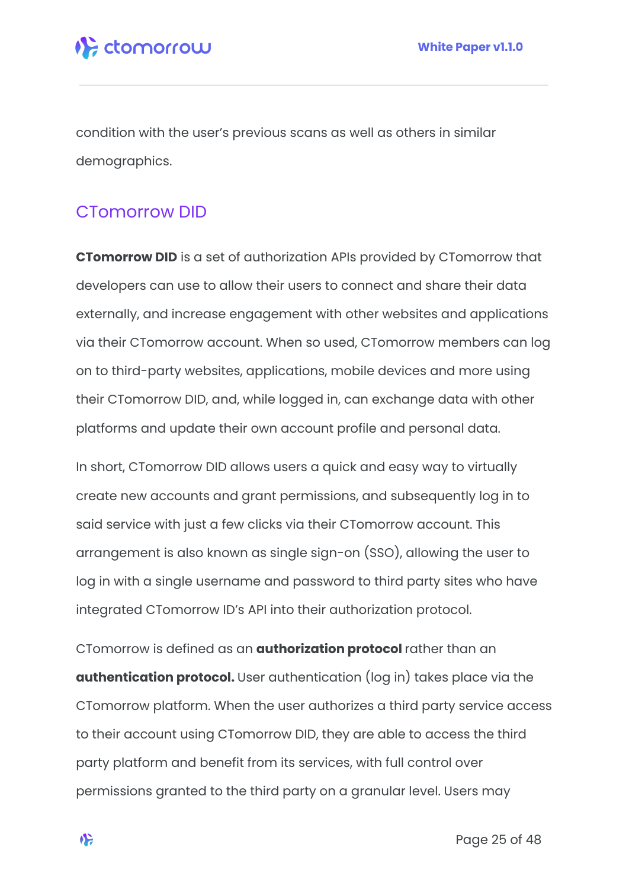condition with the user's previous scans as well as others in similar demographics.

## CTomorrow DID

**CTomorrow DID** is a set of authorization APIs provided by CTomorrow that developers can use to allow their users to connect and share their data externally, and increase engagement with other websites and applications via their CTomorrow account. When so used, CTomorrow members can log on to third-party websites, applications, mobile devices and more using their CTomorrow DID, and, while logged in, can exchange data with other platforms and update their own account profile and personal data.

In short, CTomorrow DID allows users a quick and easy way to virtually create new accounts and grant permissions, and subsequently log in to said service with just a few clicks via their CTomorrow account. This arrangement is also known as single sign-on (SSO), allowing the user to log in with a single username and password to third party sites who have integrated CTomorrow ID's API into their authorization protocol.

CTomorrow is defined as an **authorization protocol** rather than an **authentication protocol.** User authentication (log in) takes place via the CTomorrow platform. When the user authorizes a third party service access to their account using CTomorrow DID, they are able to access the third party platform and benefit from its services, with full control over permissions granted to the third party on a granular level. Users may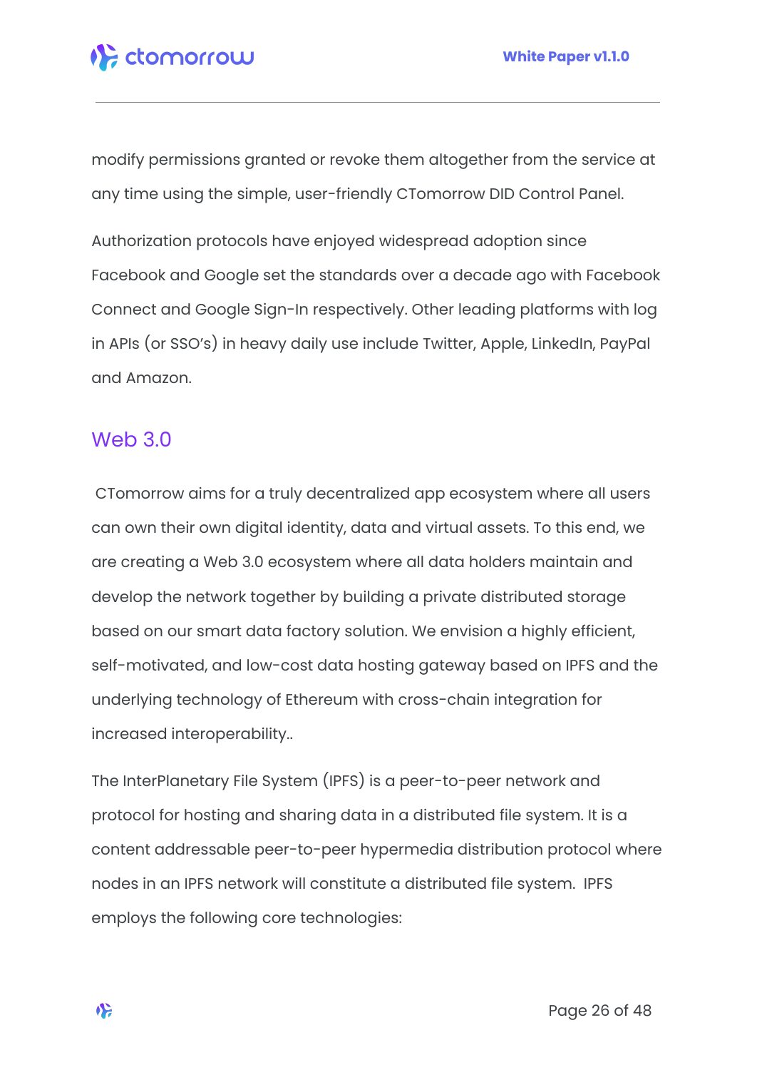modify permissions granted or revoke them altogether from the service at any time using the simple, user-friendly CTomorrow DID Control Panel.

Authorization protocols have enjoyed widespread adoption since Facebook and Google set the standards over a decade ago with Facebook Connect and Google Sign-In respectively. Other leading platforms with log in APIs (or SSO's) in heavy daily use include Twitter, Apple, LinkedIn, PayPal and Amazon.

## Web 3.0

CTomorrow aims for a truly decentralized app ecosystem where all users can own their own digital identity, data and virtual assets. To this end, we are creating a Web 3.0 ecosystem where all data holders maintain and develop the network together by building a private distributed storage based on our smart data factory solution. We envision a highly efficient, self-motivated, and low-cost data hosting gateway based on IPFS and the underlying technology of Ethereum with cross-chain integration for increased interoperability..

The InterPlanetary File System (IPFS) is a peer-to-peer network and protocol for hosting and sharing data in a distributed file system. It is a content addressable peer-to-peer hypermedia distribution protocol where nodes in an IPFS network will constitute a distributed file system. IPFS employs the following core technologies: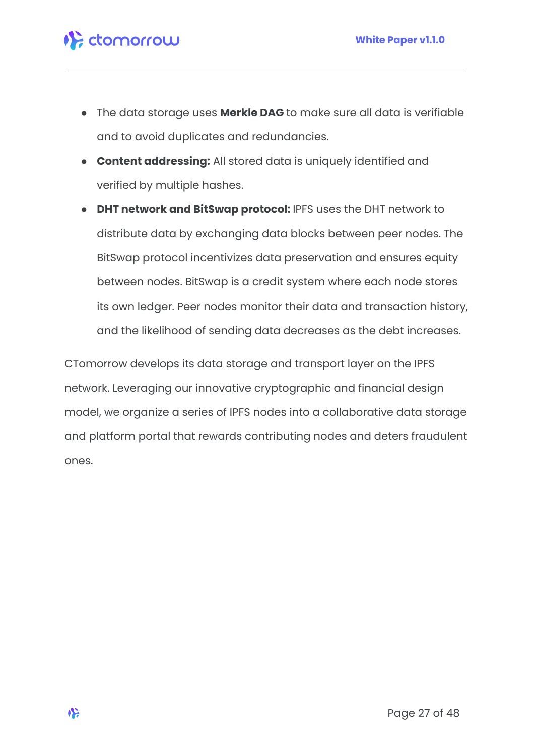- The data storage uses **Merkle DAG** to make sure all data is verifiable and to avoid duplicates and redundancies.
- **Content addressing:** All stored data is uniquely identified and verified by multiple hashes.
- **DHT network and BitSwap protocol:** IPFS uses the DHT network to distribute data by exchanging data blocks between peer nodes. The BitSwap protocol incentivizes data preservation and ensures equity between nodes. BitSwap is a credit system where each node stores its own ledger. Peer nodes monitor their data and transaction history, and the likelihood of sending data decreases as the debt increases.

CTomorrow develops its data storage and transport layer on the IPFS network. Leveraging our innovative cryptographic and financial design model, we organize a series of IPFS nodes into a collaborative data storage and platform portal that rewards contributing nodes and deters fraudulent ones.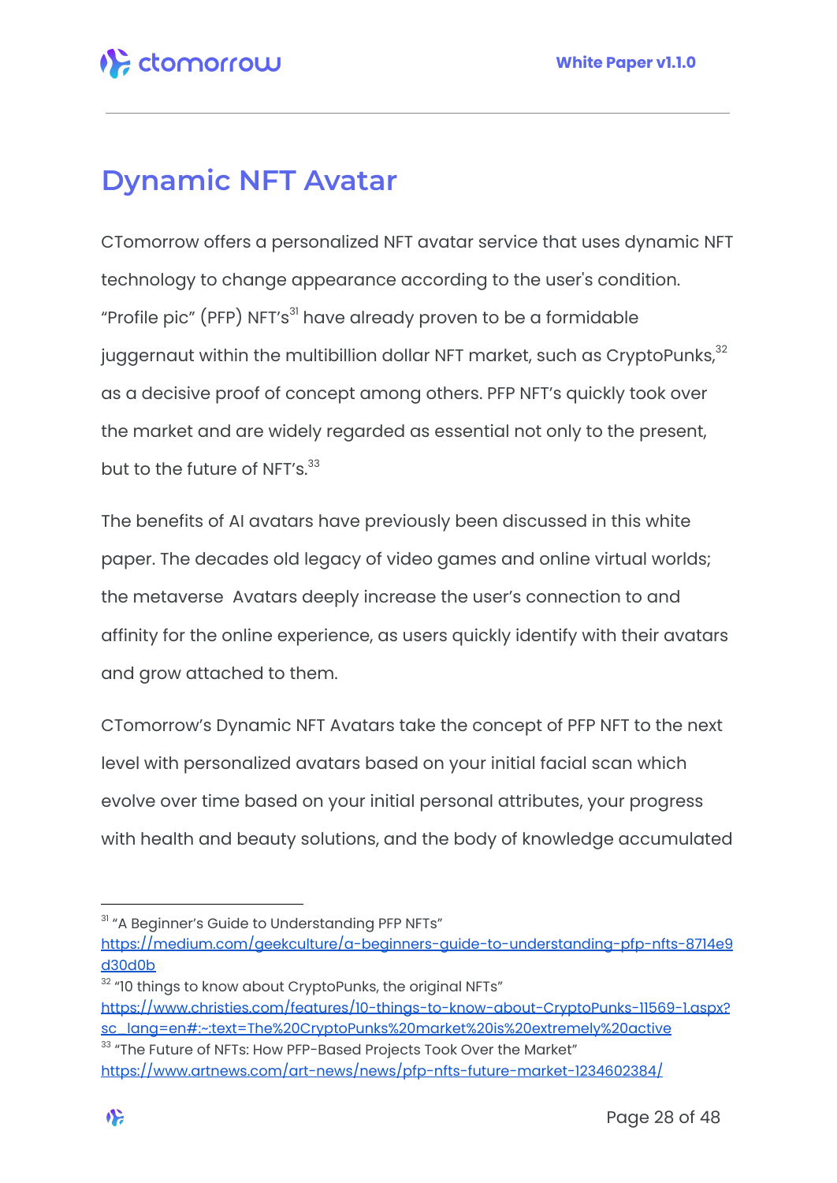# Dynamic NFT Avatar

CTomorrow offers a personalized NFT avatar service that uses dynamic NFT technology to change appearance according to the user's condition. "Profile pic" (PFP) NFT's[31] have already proven to be a formidable juggernaut within the multibillion dollar NFT market, such as CryptoPunks,[32] as a decisive proof of concept among others. PFP NFT's quickly took over the market and are widely regarded as essential not only to the present, but to the future of NFT's.[33]

The benefits of AI avatars have previously been discussed in this white paper. The decades old legacy of video games and online virtual worlds; the metaverse  Avatars deeply increase the user's connection to and affinity for the online experience, as users quickly identify with their avatars and grow attached to them.

CTomorrow's Dynamic NFT Avatars take the concept of PFP NFT to the next level with personalized avatars based on your initial facial scan which evolve over time based on your initial personal attributes, your progress with health and beauty solutions, and the body of knowledge accumulated

---

[31] "A Beginner's Guide to Understanding PFP NFTs" https://medium.com/geekculture/a-beginners-guide-to-understanding-pfp-nfts-8714e9d30d0b

[32] "10 things to know about CryptoPunks, the original NFTs" https://www.christies.com/features/10-things-to-know-about-CryptoPunks-11569-1.aspx?sc_lang=en#:~:text=The%20CryptoPunks%20market%20is%20extremely%20active

[33] "The Future of NFTs: How PFP-Based Projects Took Over the Market" https://www.artnews.com/art-news/news/pfp-nfts-future-market-1234602384/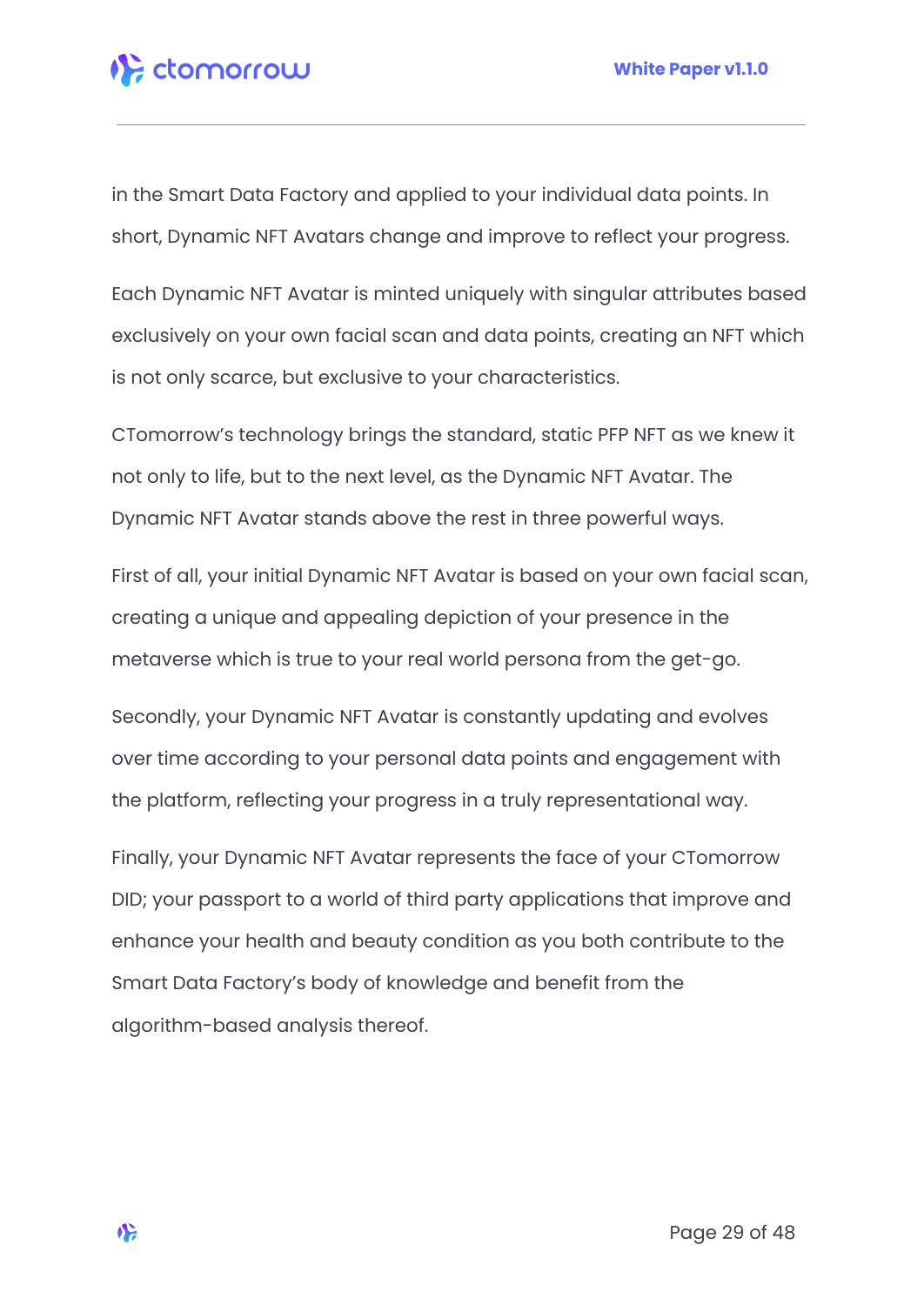in the Smart Data Factory and applied to your individual data points. In short, Dynamic NFT Avatars change and improve to reflect your progress.

Each Dynamic NFT Avatar is minted uniquely with singular attributes based exclusively on your own facial scan and data points, creating an NFT which is not only scarce, but exclusive to your characteristics.

CTomorrow's technology brings the standard, static PFP NFT as we knew it not only to life, but to the next level, as the Dynamic NFT Avatar. The Dynamic NFT Avatar stands above the rest in three powerful ways.

First of all, your initial Dynamic NFT Avatar is based on your own facial scan, creating a unique and appealing depiction of your presence in the metaverse which is true to your real world persona from the get-go.

Secondly, your Dynamic NFT Avatar is constantly updating and evolves over time according to your personal data points and engagement with the platform, reflecting your progress in a truly representational way.

Finally, your Dynamic NFT Avatar represents the face of your CTomorrow DID; your passport to a world of third party applications that improve and enhance your health and beauty condition as you both contribute to the Smart Data Factory's body of knowledge and benefit from the algorithm-based analysis thereof.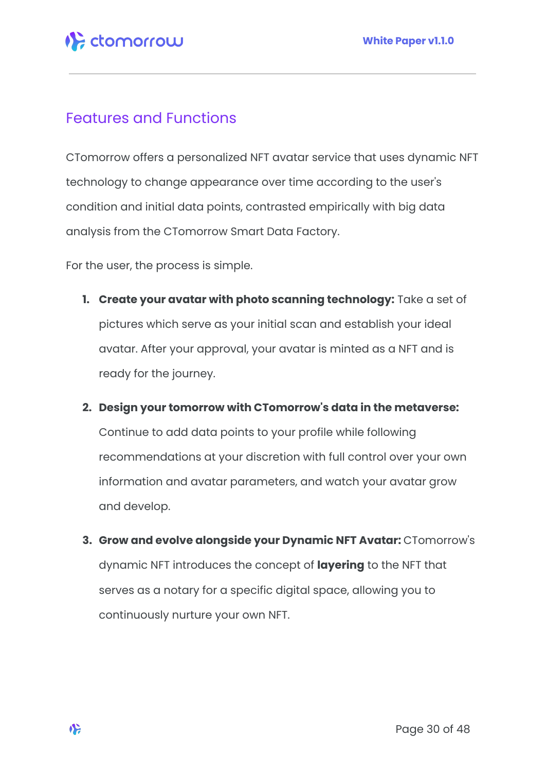## Features and Functions

CTomorrow offers a personalized NFT avatar service that uses dynamic NFT technology to change appearance over time according to the user's condition and initial data points, contrasted empirically with big data analysis from the CTomorrow Smart Data Factory.

For the user, the process is simple.

1. **Create your avatar with photo scanning technology:** Take a set of pictures which serve as your initial scan and establish your ideal avatar. After your approval, your avatar is minted as a NFT and is ready for the journey.
2. **Design your tomorrow with CTomorrow's data in the metaverse:** Continue to add data points to your profile while following recommendations at your discretion with full control over your own information and avatar parameters, and watch your avatar grow and develop.
3. **Grow and evolve alongside your Dynamic NFT Avatar:** CTomorrow's dynamic NFT introduces the concept of **layering** to the NFT that serves as a notary for a specific digital space, allowing you to continuously nurture your own NFT.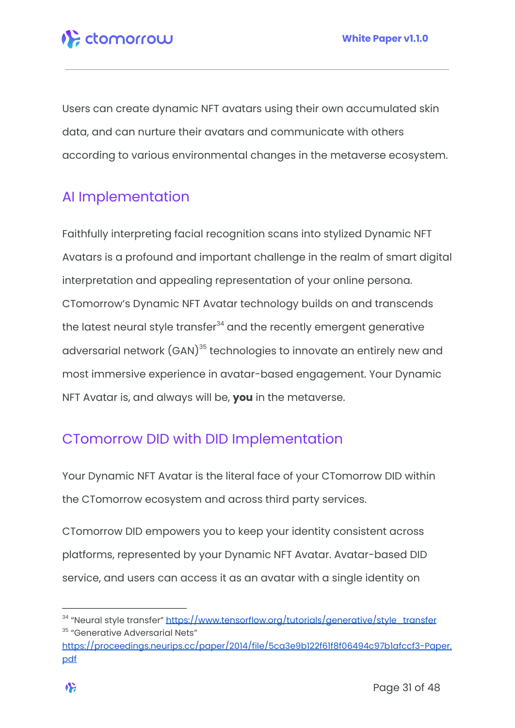Users can create dynamic NFT avatars using their own accumulated skin data, and can nurture their avatars and communicate with others according to various environmental changes in the metaverse ecosystem.

## AI Implementation

Faithfully interpreting facial recognition scans into stylized Dynamic NFT Avatars is a profound and important challenge in the realm of smart digital interpretation and appealing representation of your online persona. CTomorrow's Dynamic NFT Avatar technology builds on and transcends the latest neural style transfer[34] and the recently emergent generative adversarial network (GAN)[35] technologies to innovate an entirely new and most immersive experience in avatar-based engagement. Your Dynamic NFT Avatar is, and always will be, **you** in the metaverse.

## CTomorrow DID with DID Implementation

Your Dynamic NFT Avatar is the literal face of your CTomorrow DID within the CTomorrow ecosystem and across third party services.

CTomorrow DID empowers you to keep your identity consistent across platforms, represented by your Dynamic NFT Avatar. Avatar-based DID service, and users can access it as an avatar with a single identity on

---

[34] "Neural style transfer" https://www.tensorflow.org/tutorials/generative/style_transfer

[35] "Generative Adversarial Nets" https://proceedings.neurips.cc/paper/2014/file/5ca3e9b122f61f8f06494c97b1afccf3-Paper.pdf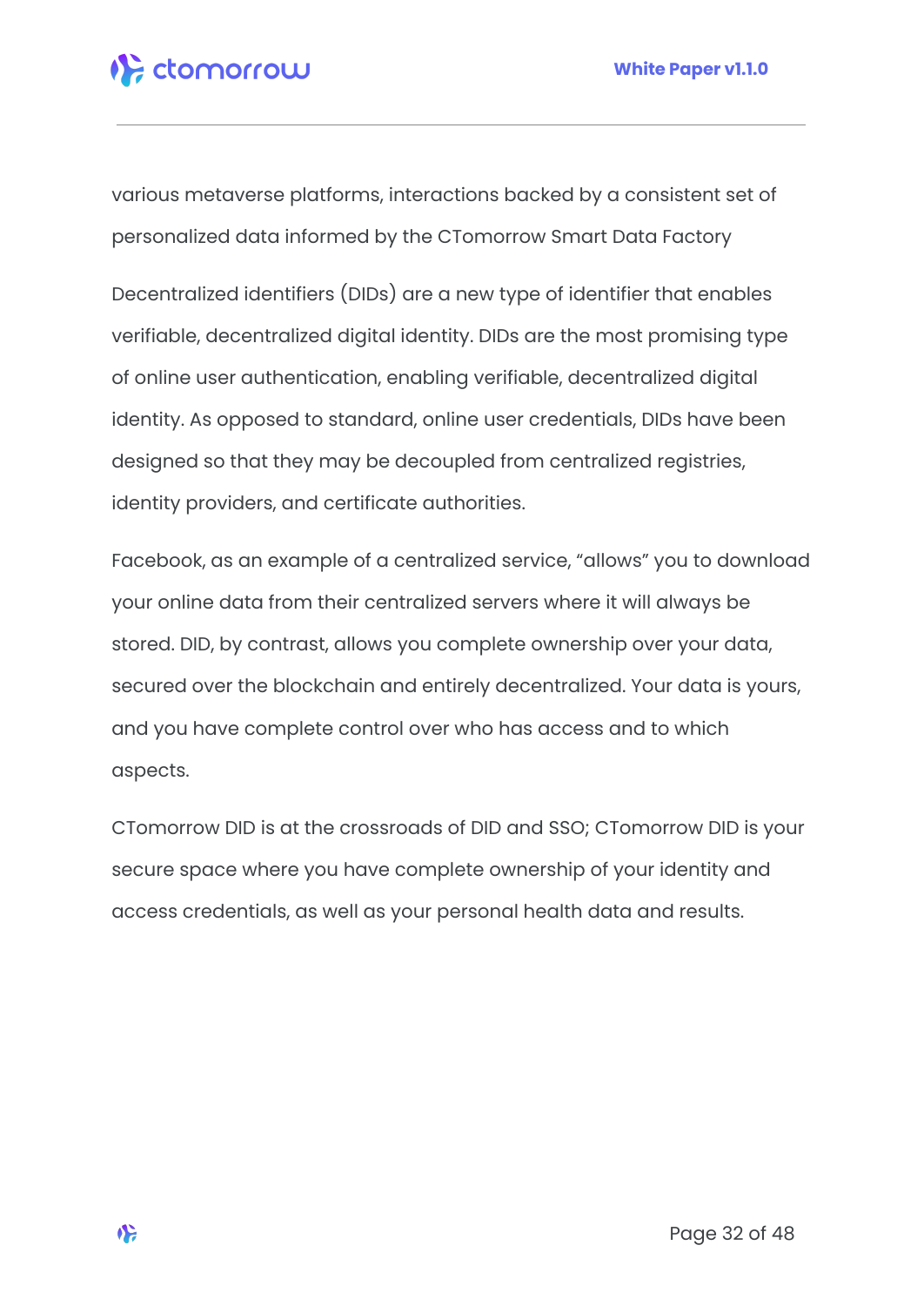various metaverse platforms, interactions backed by a consistent set of personalized data informed by the CTomorrow Smart Data Factory

Decentralized identifiers (DIDs) are a new type of identifier that enables verifiable, decentralized digital identity. DIDs are the most promising type of online user authentication, enabling verifiable, decentralized digital identity. As opposed to standard, online user credentials, DIDs have been designed so that they may be decoupled from centralized registries, identity providers, and certificate authorities.

Facebook, as an example of a centralized service, “allows” you to download your online data from their centralized servers where it will always be stored. DID, by contrast, allows you complete ownership over your data, secured over the blockchain and entirely decentralized. Your data is yours, and you have complete control over who has access and to which aspects.

CTomorrow DID is at the crossroads of DID and SSO; CTomorrow DID is your secure space where you have complete ownership of your identity and access credentials, as well as your personal health data and results.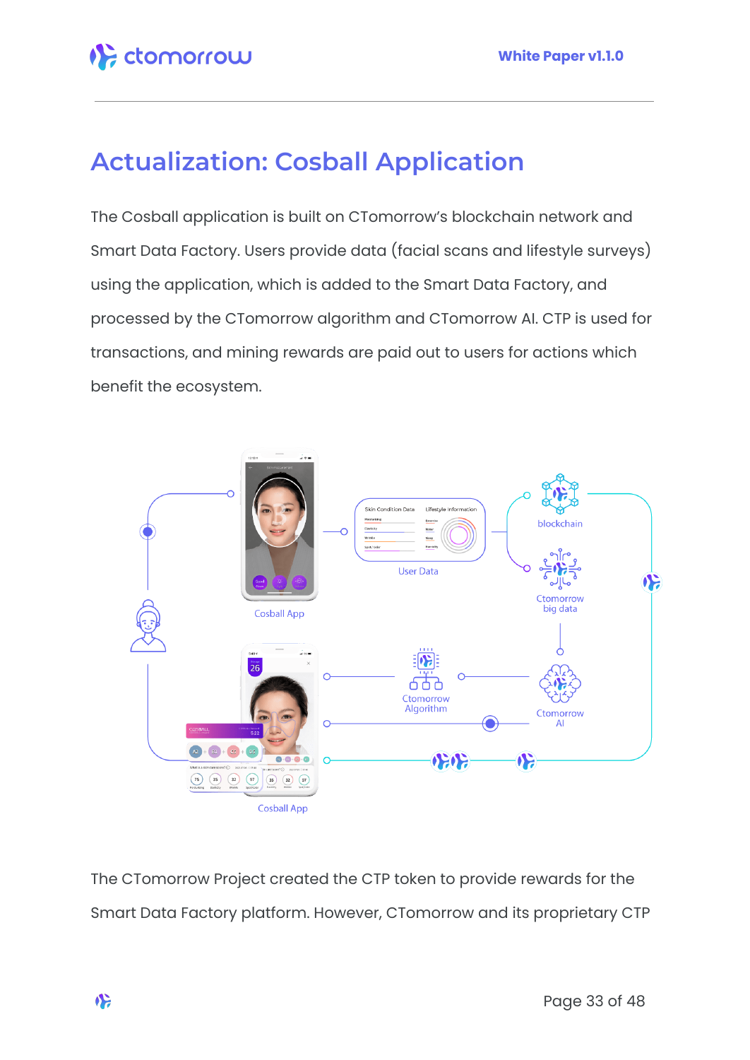# Actualization: Cosball Application

The Cosball application is built on CTomorrow's blockchain network and Smart Data Factory. Users provide data (facial scans and lifestyle surveys) using the application, which is added to the Smart Data Factory, and processed by the CTomorrow algorithm and CTomorrow AI. CTP is used for transactions, and mining rewards are paid out to users for actions which benefit the ecosystem.

The CTomorrow Project created the CTP token to provide rewards for the Smart Data Factory platform. However, CTomorrow and its proprietary CTP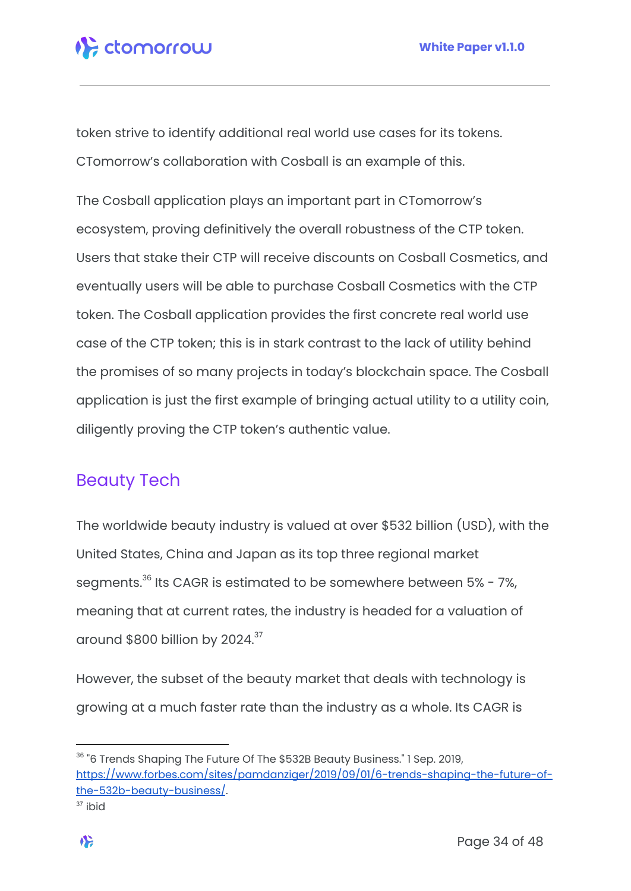token strive to identify additional real world use cases for its tokens. CTomorrow's collaboration with Cosball is an example of this.

The Cosball application plays an important part in CTomorrow's ecosystem, proving definitively the overall robustness of the CTP token. Users that stake their CTP will receive discounts on Cosball Cosmetics, and eventually users will be able to purchase Cosball Cosmetics with the CTP token. The Cosball application provides the first concrete real world use case of the CTP token; this is in stark contrast to the lack of utility behind the promises of so many projects in today's blockchain space. The Cosball application is just the first example of bringing actual utility to a utility coin, diligently proving the CTP token's authentic value.

## Beauty Tech

The worldwide beauty industry is valued at over $532 billion (USD), with the United States, China and Japan as its top three regional market segments.[36] Its CAGR is estimated to be somewhere between 5% - 7%, meaning that at current rates, the industry is headed for a valuation of around $800 billion by 2024.[37]

However, the subset of the beauty market that deals with technology is growing at a much faster rate than the industry as a whole. Its CAGR is

---

[36] "6 Trends Shaping The Future Of The $532B Beauty Business." 1 Sep. 2019, https://www.forbes.com/sites/pamdanziger/2019/09/01/6-trends-shaping-the-future-of-the-532b-beauty-business/.

[37] ibid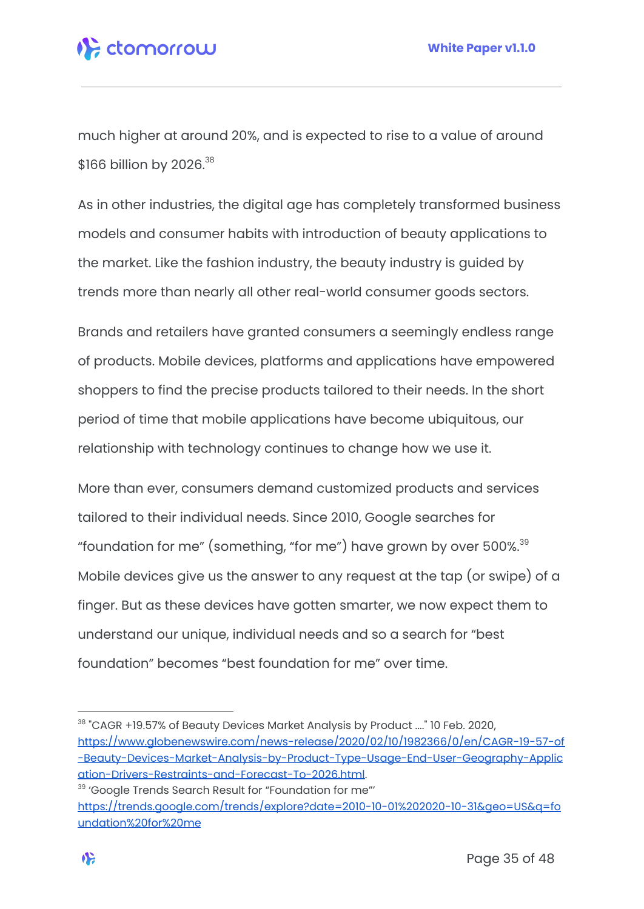much higher at around 20%, and is expected to rise to a value of around $166 billion by 2026.[38]

As in other industries, the digital age has completely transformed business models and consumer habits with introduction of beauty applications to the market. Like the fashion industry, the beauty industry is guided by trends more than nearly all other real-world consumer goods sectors.

Brands and retailers have granted consumers a seemingly endless range of products. Mobile devices, platforms and applications have empowered shoppers to find the precise products tailored to their needs. In the short period of time that mobile applications have become ubiquitous, our relationship with technology continues to change how we use it.

More than ever, consumers demand customized products and services tailored to their individual needs. Since 2010, Google searches for "foundation for me" (something, "for me") have grown by over 500%.[39] Mobile devices give us the answer to any request at the tap (or swipe) of a finger. But as these devices have gotten smarter, we now expect them to understand our unique, individual needs and so a search for "best foundation" becomes "best foundation for me" over time.

---

[38] "CAGR +19.57% of Beauty Devices Market Analysis by Product ...." 10 Feb. 2020, https://www.globenewswire.com/news-release/2020/02/10/1982366/0/en/CAGR-19-57-of-Beauty-Devices-Market-Analysis-by-Product-Type-Usage-End-User-Geography-Application-Drivers-Restraints-and-Forecast-To-2026.html.

[39] 'Google Trends Search Result for "Foundation for me"' https://trends.google.com/trends/explore?date=2010-10-01%202020-10-31&geo=US&q=foundation%20for%20me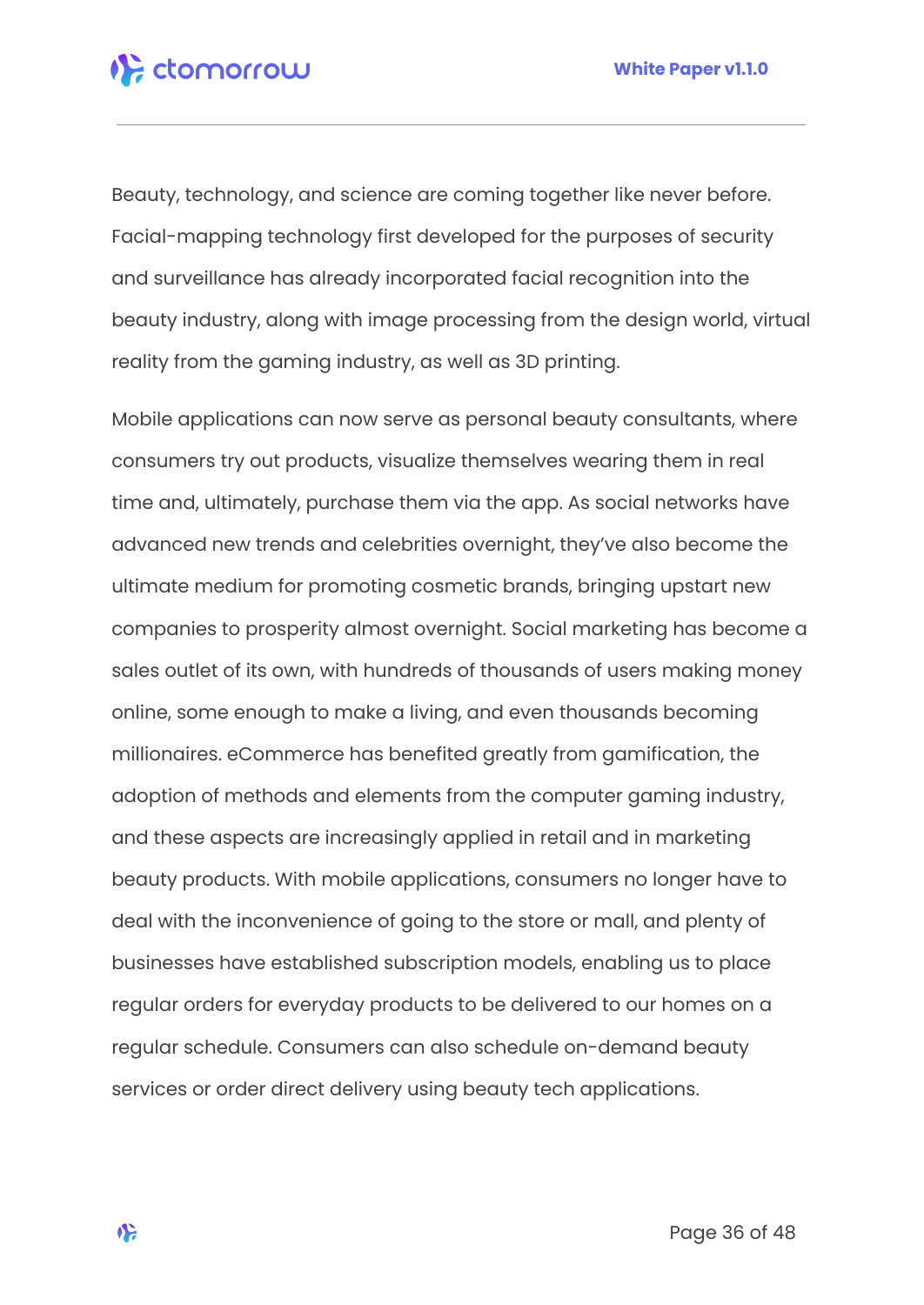Beauty, technology, and science are coming together like never before. Facial-mapping technology first developed for the purposes of security and surveillance has already incorporated facial recognition into the beauty industry, along with image processing from the design world, virtual reality from the gaming industry, as well as 3D printing.

Mobile applications can now serve as personal beauty consultants, where consumers try out products, visualize themselves wearing them in real time and, ultimately, purchase them via the app. As social networks have advanced new trends and celebrities overnight, they've also become the ultimate medium for promoting cosmetic brands, bringing upstart new companies to prosperity almost overnight. Social marketing has become a sales outlet of its own, with hundreds of thousands of users making money online, some enough to make a living, and even thousands becoming millionaires. eCommerce has benefited greatly from gamification, the adoption of methods and elements from the computer gaming industry, and these aspects are increasingly applied in retail and in marketing beauty products. With mobile applications, consumers no longer have to deal with the inconvenience of going to the store or mall, and plenty of businesses have established subscription models, enabling us to place regular orders for everyday products to be delivered to our homes on a regular schedule. Consumers can also schedule on-demand beauty services or order direct delivery using beauty tech applications.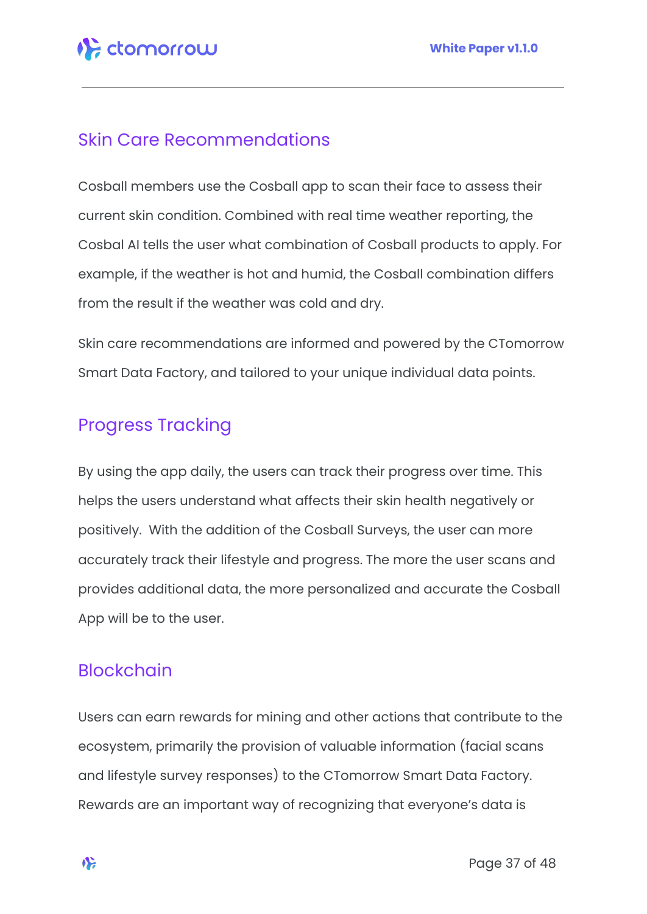## Skin Care Recommendations

Cosball members use the Cosball app to scan their face to assess their current skin condition. Combined with real time weather reporting, the Cosbal AI tells the user what combination of Cosball products to apply. For example, if the weather is hot and humid, the Cosball combination differs from the result if the weather was cold and dry.

Skin care recommendations are informed and powered by the CTomorrow Smart Data Factory, and tailored to your unique individual data points.

## Progress Tracking

By using the app daily, the users can track their progress over time. This helps the users understand what affects their skin health negatively or positively. With the addition of the Cosball Surveys, the user can more accurately track their lifestyle and progress. The more the user scans and provides additional data, the more personalized and accurate the Cosball App will be to the user.

## Blockchain

Users can earn rewards for mining and other actions that contribute to the ecosystem, primarily the provision of valuable information (facial scans and lifestyle survey responses) to the CTomorrow Smart Data Factory. Rewards are an important way of recognizing that everyone's data is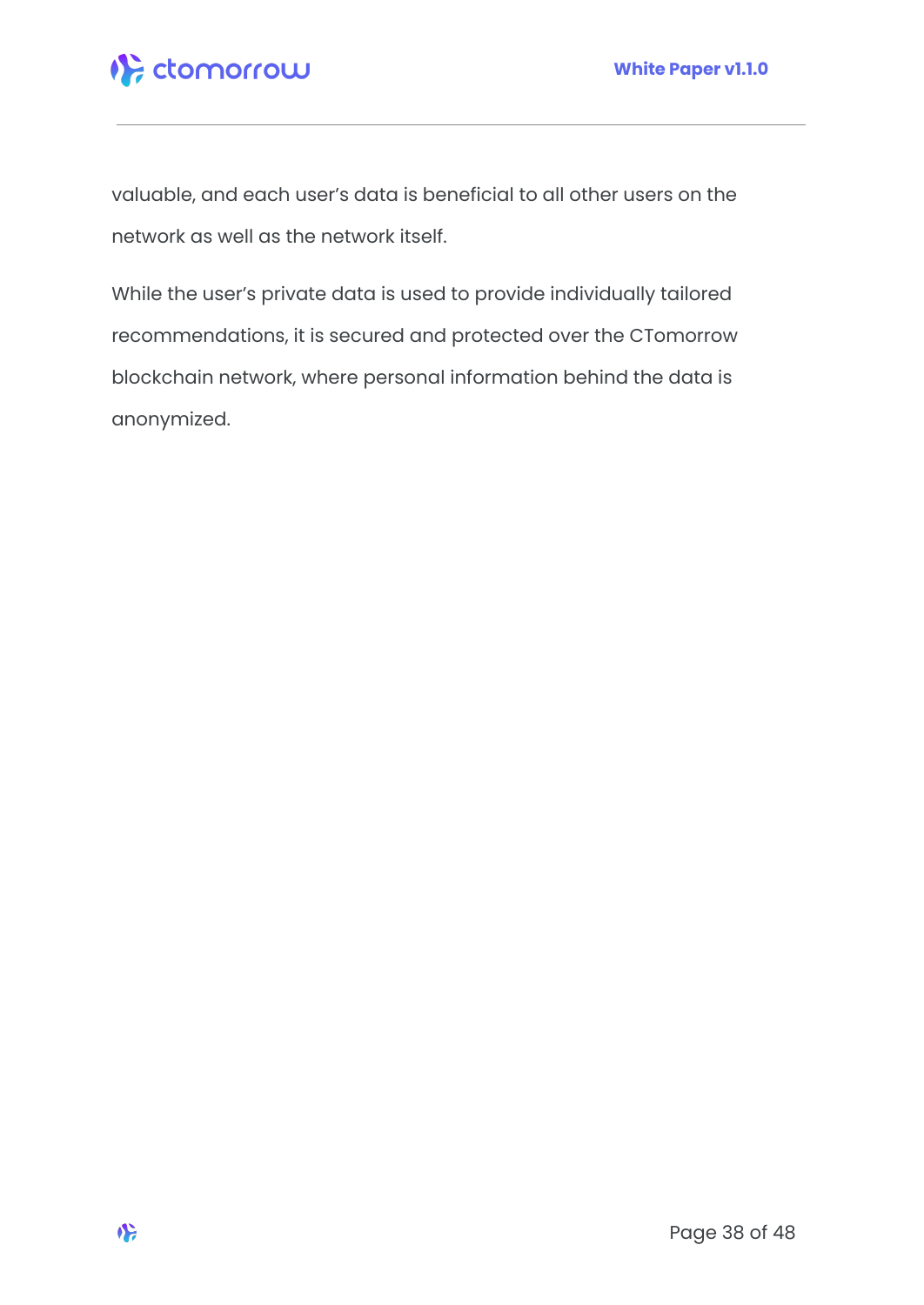valuable, and each user’s data is beneficial to all other users on the network as well as the network itself.

While the user’s private data is used to provide individually tailored recommendations, it is secured and protected over the CTomorrow blockchain network, where personal information behind the data is anonymized.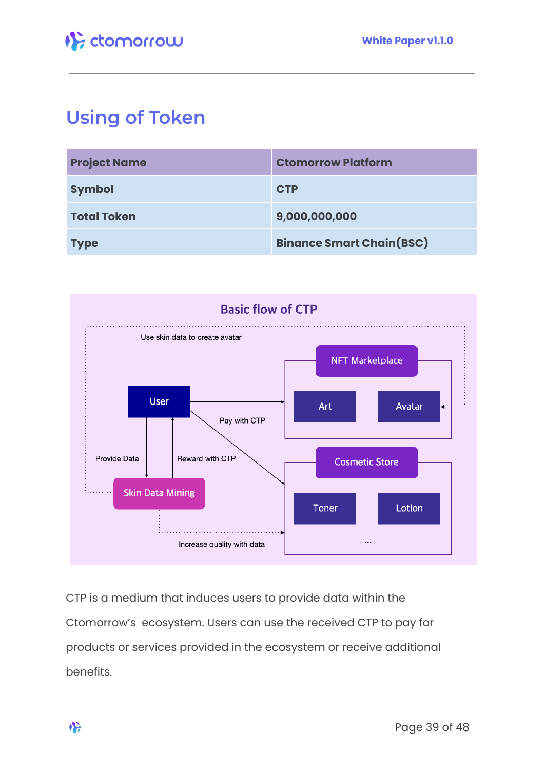# Using of Token

| Project Name | Ctomorrow Platform |
|---|---|
| Symbol | CTP |
| Total Token | 9,000,000,000 |
| Type | Binance Smart Chain(BSC) |

Basic flow of CTP

Use skin data to create avatar

NFT Marketplace

Art

Avatar

User

Pay with CTP

Provide Data

Reward with CTP

Cosmetic Store

Skin Data Mining

Toner

Lotion

Increase quality with data

...

CTP is a medium that induces users to provide data within the Ctomorrow's ecosystem. Users can use the received CTP to pay for products or services provided in the ecosystem or receive additional benefits.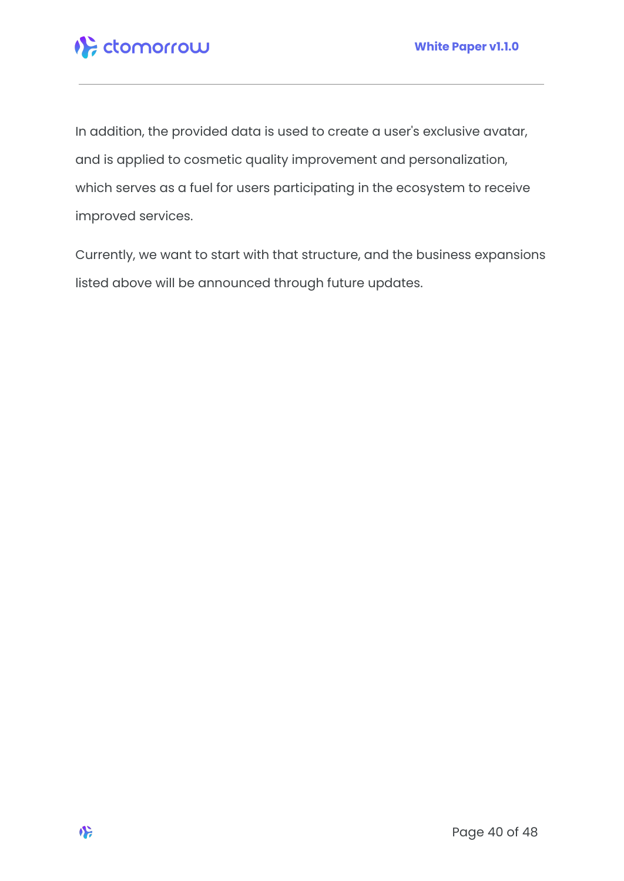In addition, the provided data is used to create a user's exclusive avatar, and is applied to cosmetic quality improvement and personalization, which serves as a fuel for users participating in the ecosystem to receive improved services.

Currently, we want to start with that structure, and the business expansions listed above will be announced through future updates.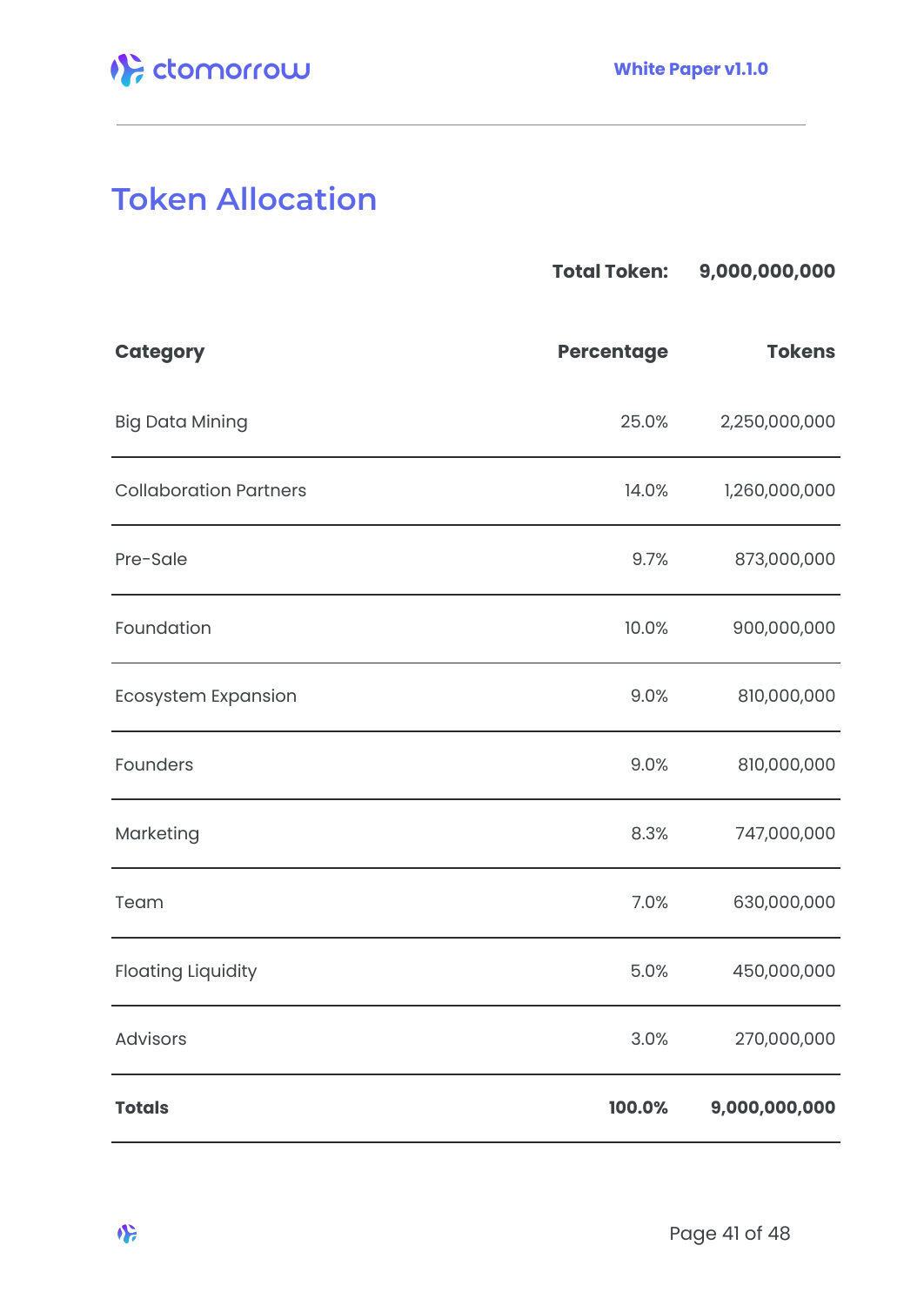# Token Allocation

**Total Token: 9,000,000,000**

| **Category** | **Percentage** | **Tokens** |
|---|---|---|
| Big Data Mining | 25.0% | 2,250,000,000 |
| Collaboration Partners | 14.0% | 1,260,000,000 |
| Pre-Sale | 9.7% | 873,000,000 |
| Foundation | 10.0% | 900,000,000 |
| Ecosystem Expansion | 9.0% | 810,000,000 |
| Founders | 9.0% | 810,000,000 |
| Marketing | 8.3% | 747,000,000 |
| Team | 7.0% | 630,000,000 |
| Floating Liquidity | 5.0% | 450,000,000 |
| Advisors | 3.0% | 270,000,000 |
| **Totals** | **100.0%** | **9,000,000,000** |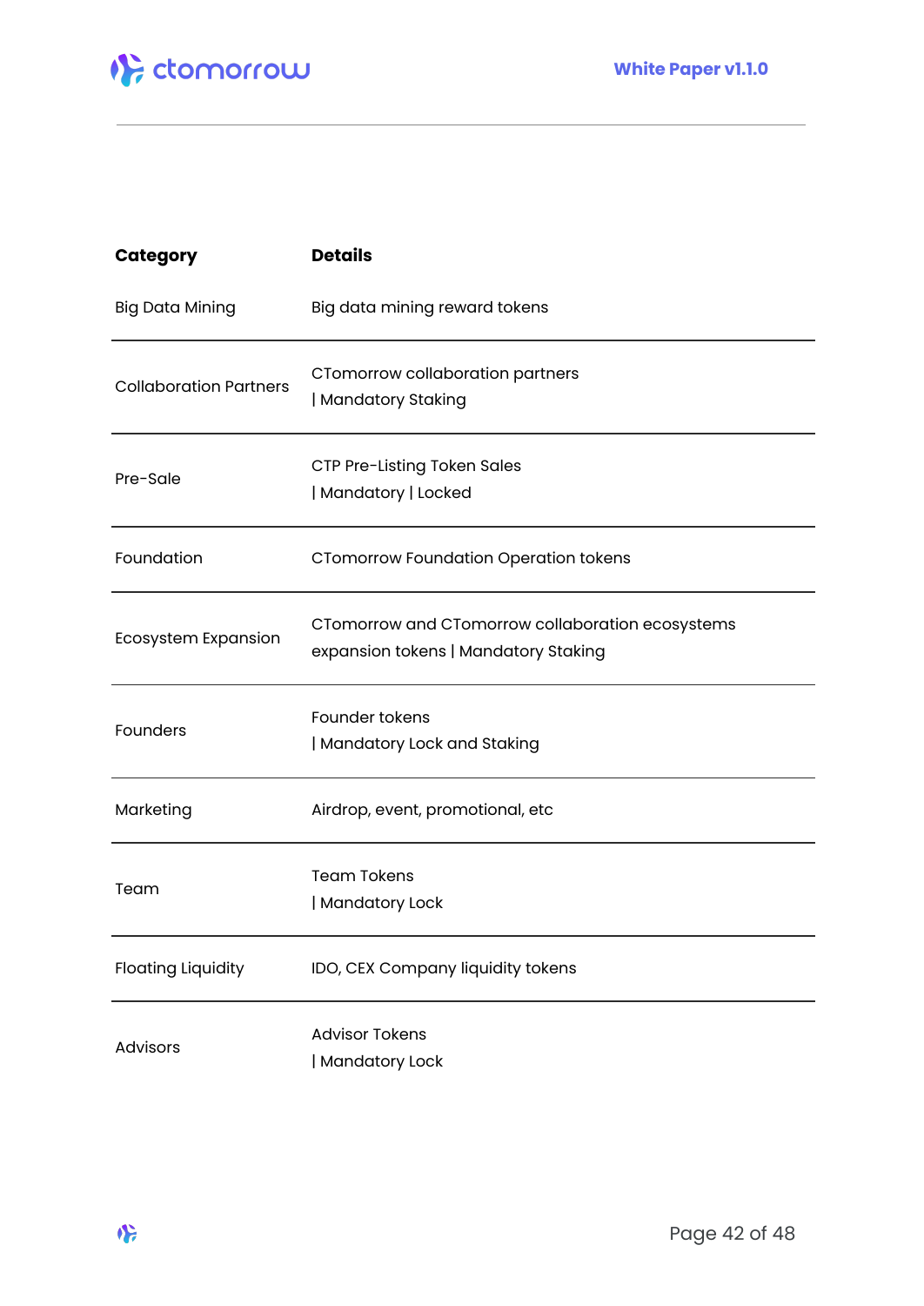| Category | Details |
|---|---|
| Big Data Mining | Big data mining reward tokens |
| Collaboration Partners | CTomorrow collaboration partners \| Mandatory Staking |
| Pre-Sale | CTP Pre-Listing Token Sales \| Mandatory \| Locked |
| Foundation | CTomorrow Foundation Operation tokens |
| Ecosystem Expansion | CTomorrow and CTomorrow collaboration ecosystems expansion tokens \| Mandatory Staking |
| Founders | Founder tokens \| Mandatory Lock and Staking |
| Marketing | Airdrop, event, promotional, etc |
| Team | Team Tokens \| Mandatory Lock |
| Floating Liquidity | IDO, CEX Company liquidity tokens |
| Advisors | Advisor Tokens \| Mandatory Lock |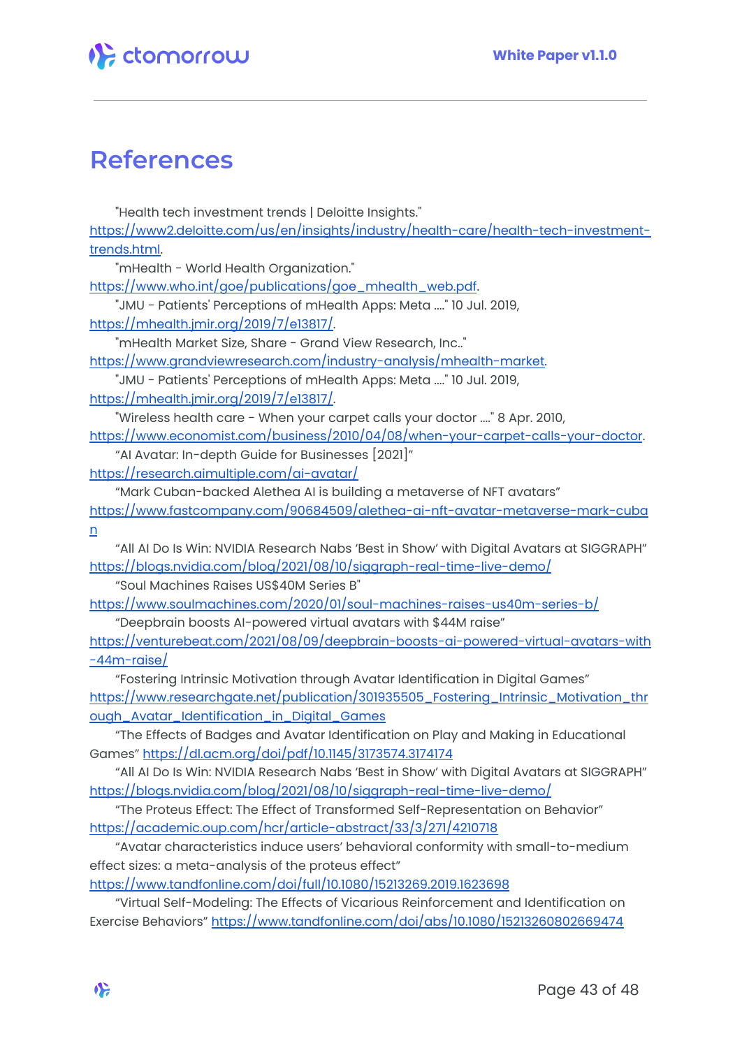# References

"Health tech investment trends | Deloitte Insights." https://www2.deloitte.com/us/en/insights/industry/health-care/health-tech-investment-trends.html.

"mHealth - World Health Organization." https://www.who.int/goe/publications/goe_mhealth_web.pdf.

"JMU - Patients' Perceptions of mHealth Apps: Meta ...." 10 Jul. 2019, https://mhealth.jmir.org/2019/7/e13817/.

"mHealth Market Size, Share - Grand View Research, Inc.." https://www.grandviewresearch.com/industry-analysis/mhealth-market.

"JMU - Patients' Perceptions of mHealth Apps: Meta ...." 10 Jul. 2019, https://mhealth.jmir.org/2019/7/e13817/.

"Wireless health care - When your carpet calls your doctor ...." 8 Apr. 2010, https://www.economist.com/business/2010/04/08/when-your-carpet-calls-your-doctor.

"AI Avatar: In-depth Guide for Businesses [2021]" https://research.aimultiple.com/ai-avatar/

"Mark Cuban-backed Alethea AI is building a metaverse of NFT avatars" https://www.fastcompany.com/90684509/alethea-ai-nft-avatar-metaverse-mark-cuban

"All AI Do Is Win: NVIDIA Research Nabs 'Best in Show' with Digital Avatars at SIGGRAPH" https://blogs.nvidia.com/blog/2021/08/10/siggraph-real-time-live-demo/

"Soul Machines Raises US$40M Series B" https://www.soulmachines.com/2020/01/soul-machines-raises-us40m-series-b/

"Deepbrain boosts AI-powered virtual avatars with $44M raise" https://venturebeat.com/2021/08/09/deepbrain-boosts-ai-powered-virtual-avatars-with-44m-raise/

"Fostering Intrinsic Motivation through Avatar Identification in Digital Games" https://www.researchgate.net/publication/301935505_Fostering_Intrinsic_Motivation_through_Avatar_Identification_in_Digital_Games

"The Effects of Badges and Avatar Identification on Play and Making in Educational Games" https://dl.acm.org/doi/pdf/10.1145/3173574.3174174

"All AI Do Is Win: NVIDIA Research Nabs 'Best in Show' with Digital Avatars at SIGGRAPH" https://blogs.nvidia.com/blog/2021/08/10/siggraph-real-time-live-demo/

"The Proteus Effect: The Effect of Transformed Self-Representation on Behavior" https://academic.oup.com/hcr/article-abstract/33/3/271/4210718

"Avatar characteristics induce users' behavioral conformity with small-to-medium effect sizes: a meta-analysis of the proteus effect" https://www.tandfonline.com/doi/full/10.1080/15213269.2019.1623698

"Virtual Self-Modeling: The Effects of Vicarious Reinforcement and Identification on Exercise Behaviors" https://www.tandfonline.com/doi/abs/10.1080/15213260802669474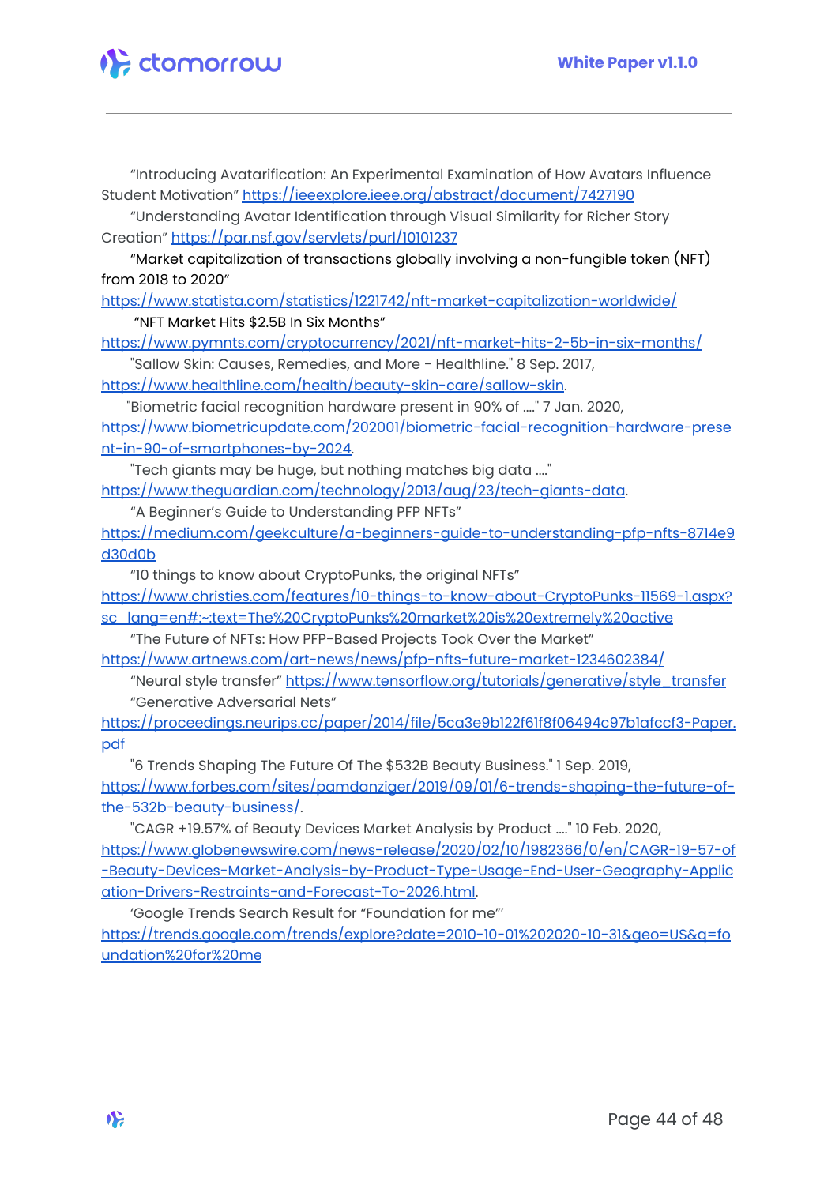"Introducing Avatarification: An Experimental Examination of How Avatars Influence Student Motivation" https://ieeexplore.ieee.org/abstract/document/7427190

"Understanding Avatar Identification through Visual Similarity for Richer Story Creation" https://par.nsf.gov/servlets/purl/10101237

"Market capitalization of transactions globally involving a non-fungible token (NFT) from 2018 to 2020" https://www.statista.com/statistics/1221742/nft-market-capitalization-worldwide/

"NFT Market Hits $2.5B In Six Months" https://www.pymnts.com/cryptocurrency/2021/nft-market-hits-2-5b-in-six-months/

"Sallow Skin: Causes, Remedies, and More - Healthline." 8 Sep. 2017, https://www.healthline.com/health/beauty-skin-care/sallow-skin.

"Biometric facial recognition hardware present in 90% of ...." 7 Jan. 2020, https://www.biometricupdate.com/202001/biometric-facial-recognition-hardware-present-in-90-of-smartphones-by-2024.

"Tech giants may be huge, but nothing matches big data ...." https://www.theguardian.com/technology/2013/aug/23/tech-giants-data.

"A Beginner's Guide to Understanding PFP NFTs" https://medium.com/geekculture/a-beginners-guide-to-understanding-pfp-nfts-8714e9d30d0b

"10 things to know about CryptoPunks, the original NFTs" https://www.christies.com/features/10-things-to-know-about-CryptoPunks-11569-1.aspx?sc_lang=en#:~:text=The%20CryptoPunks%20market%20is%20extremely%20active

"The Future of NFTs: How PFP-Based Projects Took Over the Market" https://www.artnews.com/art-news/news/pfp-nfts-future-market-1234602384/

"Neural style transfer" https://www.tensorflow.org/tutorials/generative/style_transfer

"Generative Adversarial Nets" https://proceedings.neurips.cc/paper/2014/file/5ca3e9b122f61f8f06494c97b1afccf3-Paper.pdf

"6 Trends Shaping The Future Of The $532B Beauty Business." 1 Sep. 2019, https://www.forbes.com/sites/pamdanziger/2019/09/01/6-trends-shaping-the-future-of-the-532b-beauty-business/.

"CAGR +19.57% of Beauty Devices Market Analysis by Product ...." 10 Feb. 2020, https://www.globenewswire.com/news-release/2020/02/10/1982366/0/en/CAGR-19-57-of-Beauty-Devices-Market-Analysis-by-Product-Type-Usage-End-User-Geography-Application-Drivers-Restraints-and-Forecast-To-2026.html.

'Google Trends Search Result for "Foundation for me"' https://trends.google.com/trends/explore?date=2010-10-01%202020-10-31&geo=US&q=foundation%20for%20me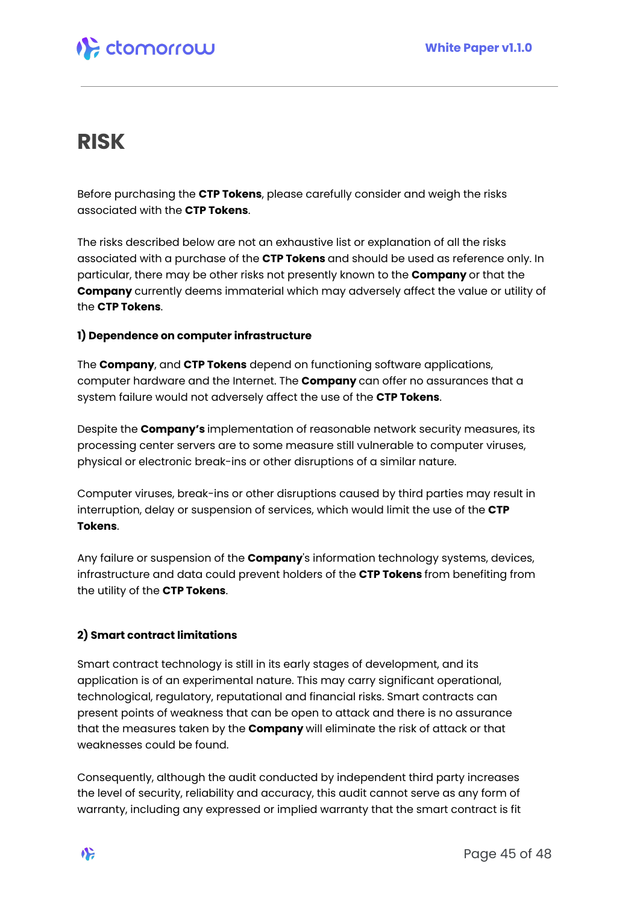# RISK

Before purchasing the **CTP Tokens**, please carefully consider and weigh the risks associated with the **CTP Tokens**.

The risks described below are not an exhaustive list or explanation of all the risks associated with a purchase of the **CTP Tokens** and should be used as reference only. In particular, there may be other risks not presently known to the **Company** or that the **Company** currently deems immaterial which may adversely affect the value or utility of the **CTP Tokens**.

**1) Dependence on computer infrastructure**

The **Company**, and **CTP Tokens** depend on functioning software applications, computer hardware and the Internet. The **Company** can offer no assurances that a system failure would not adversely affect the use of the **CTP Tokens**.

Despite the **Company's** implementation of reasonable network security measures, its processing center servers are to some measure still vulnerable to computer viruses, physical or electronic break-ins or other disruptions of a similar nature.

Computer viruses, break-ins or other disruptions caused by third parties may result in interruption, delay or suspension of services, which would limit the use of the **CTP Tokens**.

Any failure or suspension of the **Company**'s information technology systems, devices, infrastructure and data could prevent holders of the **CTP Tokens** from benefiting from the utility of the **CTP Tokens**.

**2) Smart contract limitations**

Smart contract technology is still in its early stages of development, and its application is of an experimental nature. This may carry significant operational, technological, regulatory, reputational and financial risks. Smart contracts can present points of weakness that can be open to attack and there is no assurance that the measures taken by the **Company** will eliminate the risk of attack or that weaknesses could be found.

Consequently, although the audit conducted by independent third party increases the level of security, reliability and accuracy, this audit cannot serve as any form of warranty, including any expressed or implied warranty that the smart contract is fit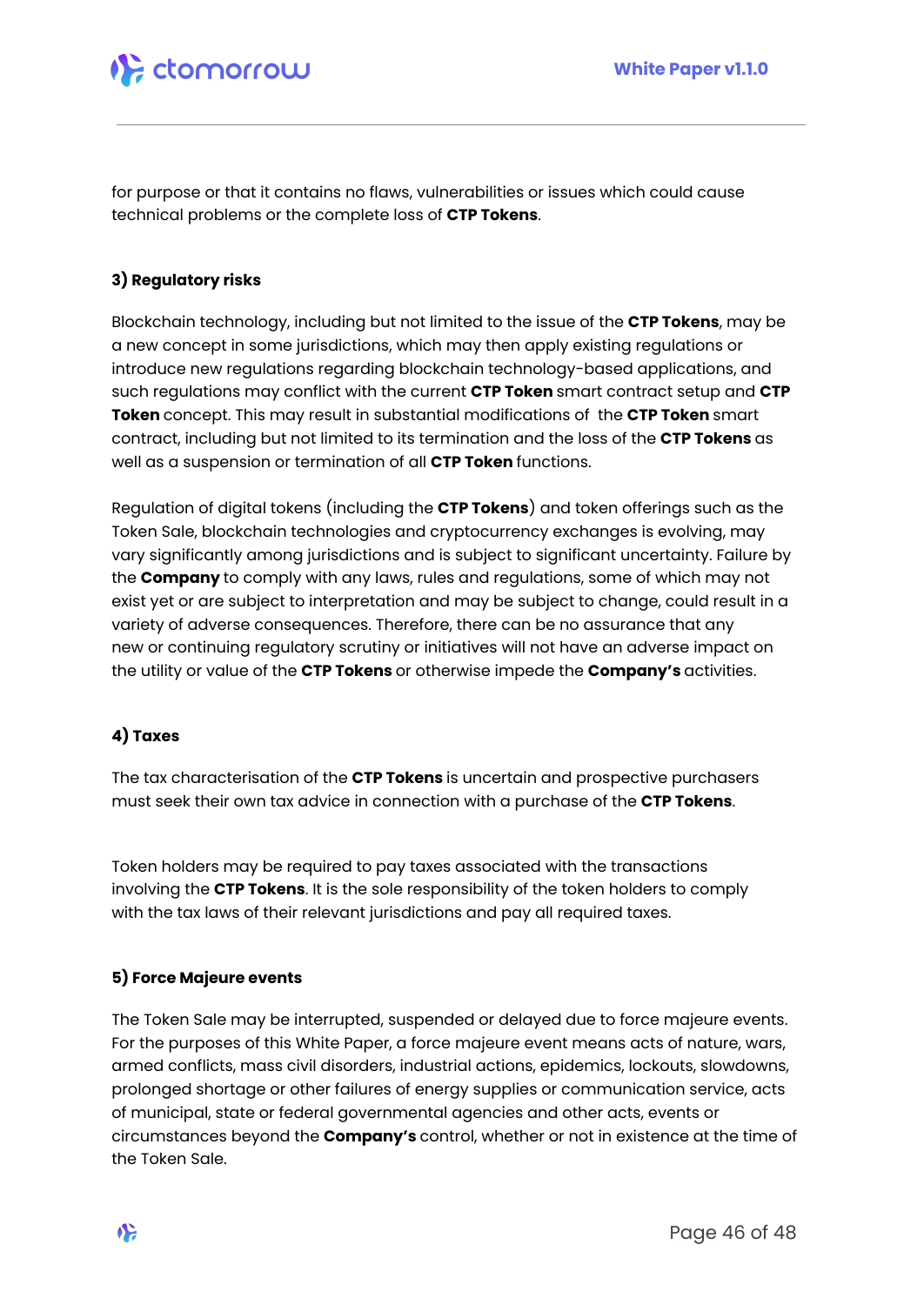for purpose or that it contains no flaws, vulnerabilities or issues which could cause technical problems or the complete loss of **CTP Tokens**.

### 3) Regulatory risks

Blockchain technology, including but not limited to the issue of the **CTP Tokens**, may be a new concept in some jurisdictions, which may then apply existing regulations or introduce new regulations regarding blockchain technology-based applications, and such regulations may conflict with the current **CTP Token** smart contract setup and **CTP Token** concept. This may result in substantial modifications of the **CTP Token** smart contract, including but not limited to its termination and the loss of the **CTP Tokens** as well as a suspension or termination of all **CTP Token** functions.

Regulation of digital tokens (including the **CTP Tokens**) and token offerings such as the Token Sale, blockchain technologies and cryptocurrency exchanges is evolving, may vary significantly among jurisdictions and is subject to significant uncertainty. Failure by the **Company** to comply with any laws, rules and regulations, some of which may not exist yet or are subject to interpretation and may be subject to change, could result in a variety of adverse consequences. Therefore, there can be no assurance that any new or continuing regulatory scrutiny or initiatives will not have an adverse impact on the utility or value of the **CTP Tokens** or otherwise impede the **Company's** activities.

### 4) Taxes

The tax characterisation of the **CTP Tokens** is uncertain and prospective purchasers must seek their own tax advice in connection with a purchase of the **CTP Tokens**.

Token holders may be required to pay taxes associated with the transactions involving the **CTP Tokens**. It is the sole responsibility of the token holders to comply with the tax laws of their relevant jurisdictions and pay all required taxes.

### 5) Force Majeure events

The Token Sale may be interrupted, suspended or delayed due to force majeure events. For the purposes of this White Paper, a force majeure event means acts of nature, wars, armed conflicts, mass civil disorders, industrial actions, epidemics, lockouts, slowdowns, prolonged shortage or other failures of energy supplies or communication service, acts of municipal, state or federal governmental agencies and other acts, events or circumstances beyond the **Company's** control, whether or not in existence at the time of the Token Sale.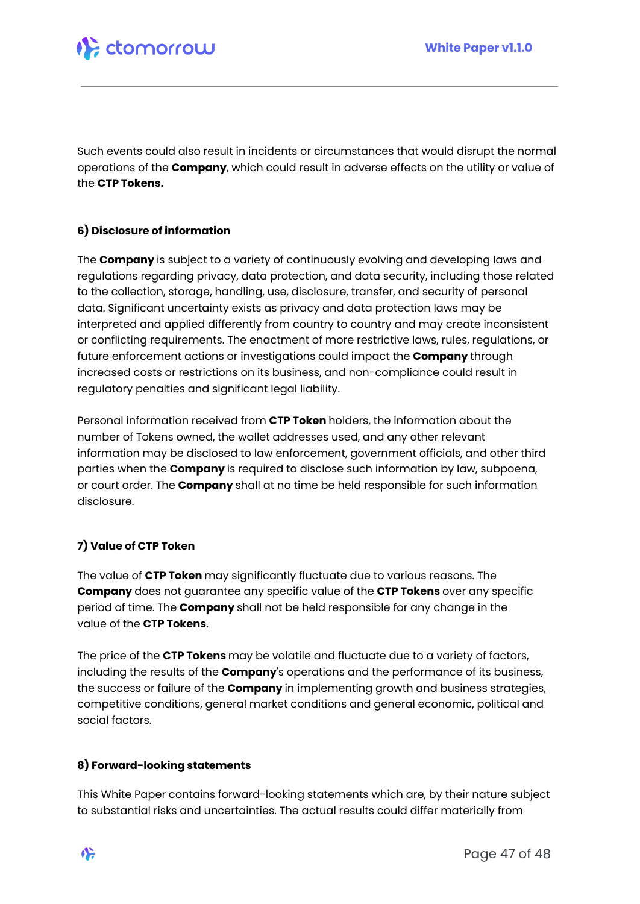Such events could also result in incidents or circumstances that would disrupt the normal operations of the **Company**, which could result in adverse effects on the utility or value of the **CTP Tokens.**

### 6) Disclosure of information

The **Company** is subject to a variety of continuously evolving and developing laws and regulations regarding privacy, data protection, and data security, including those related to the collection, storage, handling, use, disclosure, transfer, and security of personal data. Significant uncertainty exists as privacy and data protection laws may be interpreted and applied differently from country to country and may create inconsistent or conflicting requirements. The enactment of more restrictive laws, rules, regulations, or future enforcement actions or investigations could impact the **Company** through increased costs or restrictions on its business, and non-compliance could result in regulatory penalties and significant legal liability.

Personal information received from **CTP Token** holders, the information about the number of Tokens owned, the wallet addresses used, and any other relevant information may be disclosed to law enforcement, government officials, and other third parties when the **Company** is required to disclose such information by law, subpoena, or court order. The **Company** shall at no time be held responsible for such information disclosure.

### 7) Value of CTP Token

The value of **CTP Token** may significantly fluctuate due to various reasons. The **Company** does not guarantee any specific value of the **CTP Tokens** over any specific period of time. The **Company** shall not be held responsible for any change in the value of the **CTP Tokens**.

The price of the **CTP Tokens** may be volatile and fluctuate due to a variety of factors, including the results of the **Company**'s operations and the performance of its business, the success or failure of the **Company** in implementing growth and business strategies, competitive conditions, general market conditions and general economic, political and social factors.

### 8) Forward-looking statements

This White Paper contains forward-looking statements which are, by their nature subject to substantial risks and uncertainties. The actual results could differ materially from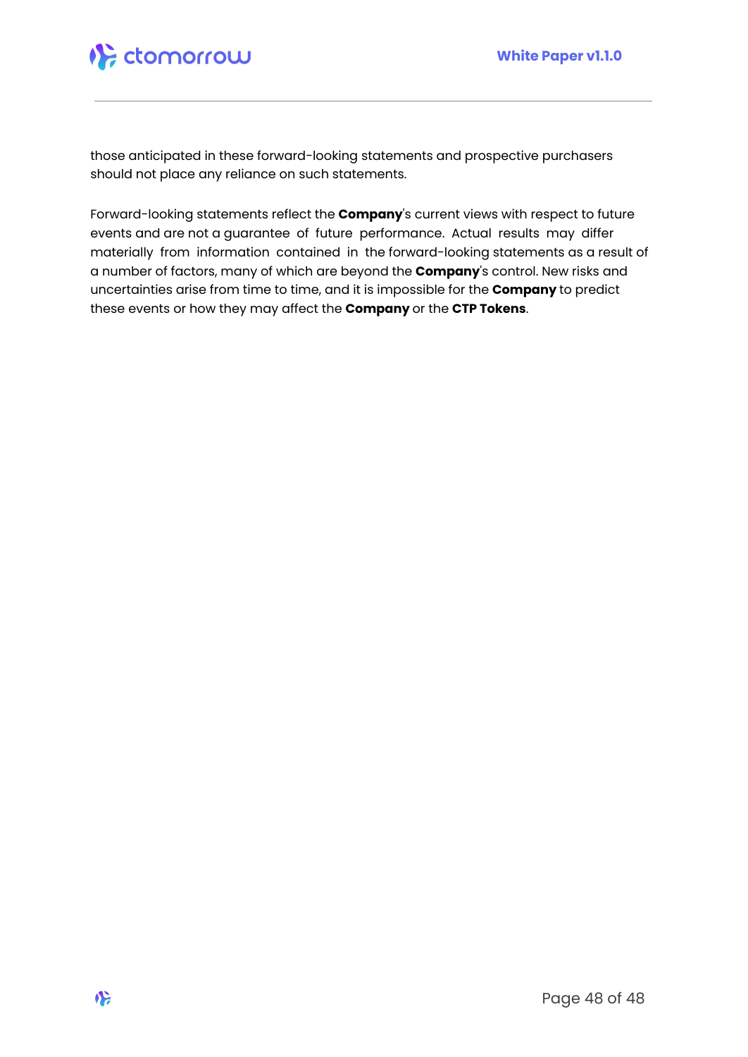those anticipated in these forward-looking statements and prospective purchasers should not place any reliance on such statements.

Forward-looking statements reflect the **Company**'s current views with respect to future events and are not a guarantee of future performance. Actual results may differ materially from information contained in the forward-looking statements as a result of a number of factors, many of which are beyond the **Company**'s control. New risks and uncertainties arise from time to time, and it is impossible for the **Company** to predict these events or how they may affect the **Company** or the **CTP Tokens**.